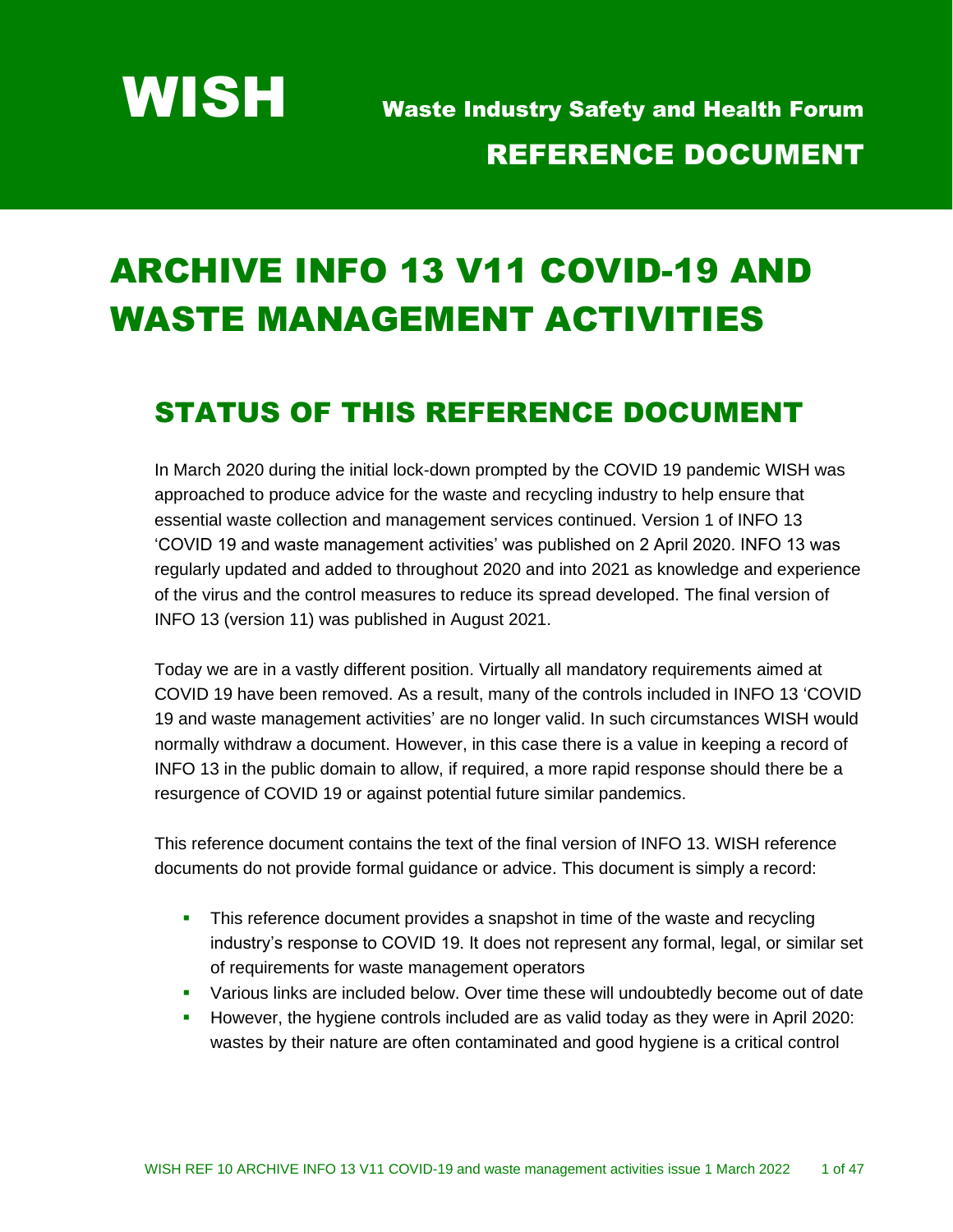# WISH

Waste Industry Safety and Health Forum

REFERENCE DOCUMENT

# ARCHIVE INFO 13 V11 COVID-19 AND WASTE MANAGEMENT ACTIVITIES

## STATUS OF THIS REFERENCE DOCUMENT

In March 2020 during the initial lock-down prompted by the COVID 19 pandemic WISH was approached to produce advice for the waste and recycling industry to help ensure that essential waste collection and management services continued. Version 1 of INFO 13 'COVID 19 and waste management activities' was published on 2 April 2020. INFO 13 was regularly updated and added to throughout 2020 and into 2021 as knowledge and experience of the virus and the control measures to reduce its spread developed. The final version of INFO 13 (version 11) was published in August 2021.

Today we are in a vastly different position. Virtually all mandatory requirements aimed at COVID 19 have been removed. As a result, many of the controls included in INFO 13 'COVID 19 and waste management activities' are no longer valid. In such circumstances WISH would normally withdraw a document. However, in this case there is a value in keeping a record of INFO 13 in the public domain to allow, if required, a more rapid response should there be a resurgence of COVID 19 or against potential future similar pandemics.

This reference document contains the text of the final version of INFO 13. WISH reference documents do not provide formal guidance or advice. This document is simply a record:

- This reference document provides a snapshot in time of the waste and recycling industry's response to COVID 19. It does not represent any formal, legal, or similar set of requirements for waste management operators
- Various links are included below. Over time these will undoubtedly become out of date
- However, the hygiene controls included are as valid today as they were in April 2020: wastes by their nature are often contaminated and good hygiene is a critical control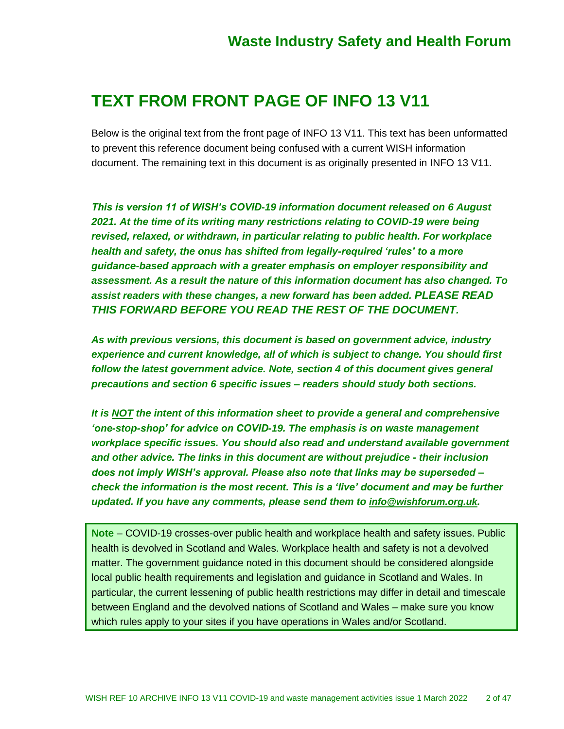## TEXT FROM FRONT PAGE OF INFO 13 V11

Below is the original text from the front page of INFO 13 V11. This text has been unformatted to prevent this reference document being confused with a current WISH information document. The remaining text in this document is as originally presented in INFO 13 V11.

***This is version 11 of WISH's COVID-19 information document released on 6 August 2021. At the time of its writing many restrictions relating to COVID-19 were being revised, relaxed, or withdrawn, in particular relating to public health. For workplace health and safety, the onus has shifted from legally-required 'rules' to a more guidance-based approach with a greater emphasis on employer responsibility and assessment. As a result the nature of this information document has also changed. To assist readers with these changes, a new forward has been added. PLEASE READ THIS FORWARD BEFORE YOU READ THE REST OF THE DOCUMENT.***

***As with previous versions, this document is based on government advice, industry experience and current knowledge, all of which is subject to change. You should first follow the latest government advice. Note, section 4 of this document gives general precautions and section 6 specific issues – readers should study both sections.***

***It is NOT the intent of this information sheet to provide a general and comprehensive 'one-stop-shop' for advice on COVID-19. The emphasis is on waste management workplace specific issues. You should also read and understand available government and other advice. The links in this document are without prejudice - their inclusion does not imply WISH's approval. Please also note that links may be superseded – check the information is the most recent. This is a 'live' document and may be further updated. If you have any comments, please send them to info@wishforum.org.uk.***

> **Note** – COVID-19 crosses-over public health and workplace health and safety issues. Public health is devolved in Scotland and Wales. Workplace health and safety is not a devolved matter. The government guidance noted in this document should be considered alongside local public health requirements and legislation and guidance in Scotland and Wales. In particular, the current lessening of public health restrictions may differ in detail and timescale between England and the devolved nations of Scotland and Wales – make sure you know which rules apply to your sites if you have operations in Wales and/or Scotland.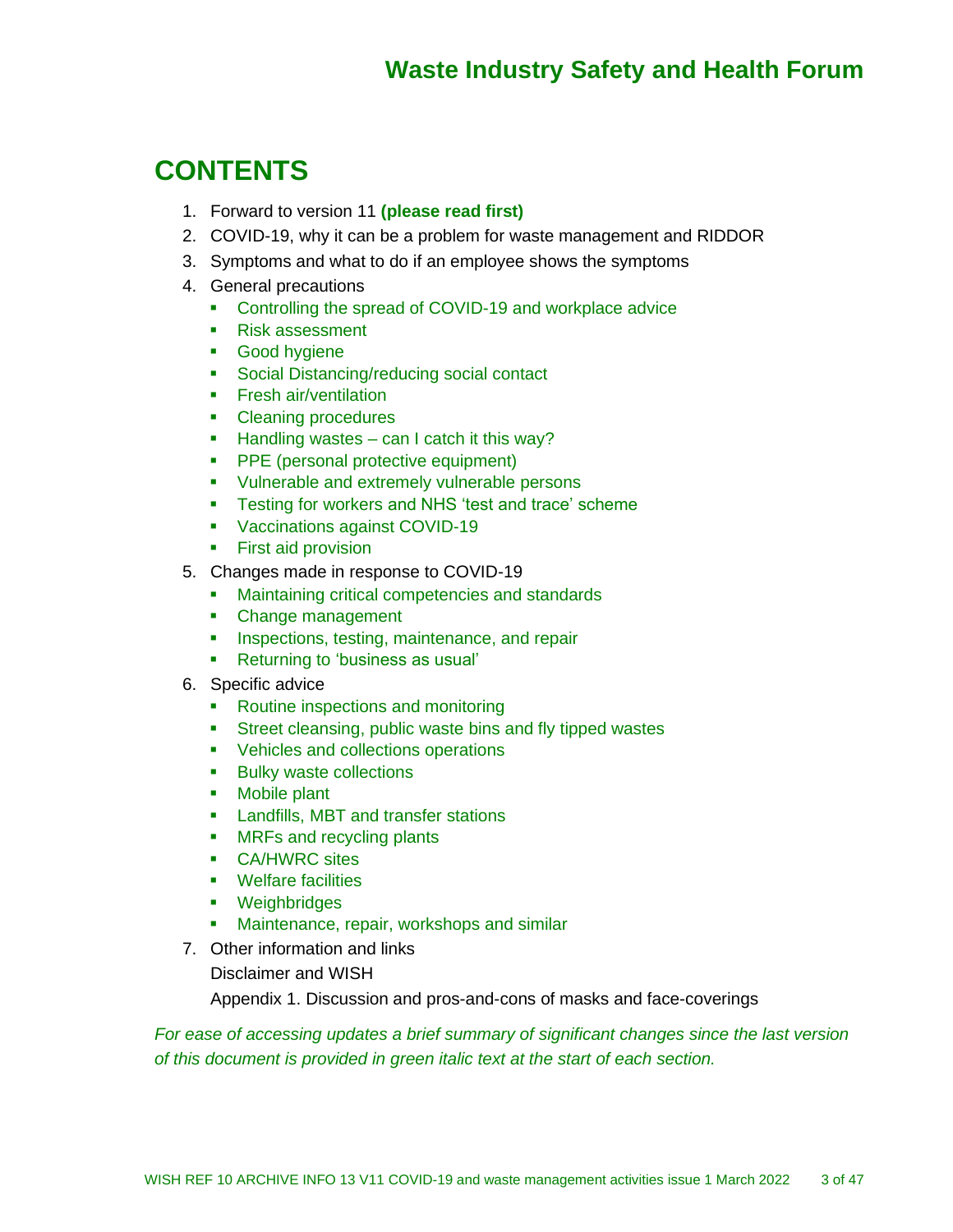# CONTENTS

1. Forward to version 11 **(please read first)**
2. COVID-19, why it can be a problem for waste management and RIDDOR
3. Symptoms and what to do if an employee shows the symptoms
4. General precautions
   - Controlling the spread of COVID-19 and workplace advice
   - Risk assessment
   - Good hygiene
   - Social Distancing/reducing social contact
   - Fresh air/ventilation
   - Cleaning procedures
   - Handling wastes – can I catch it this way?
   - PPE (personal protective equipment)
   - Vulnerable and extremely vulnerable persons
   - Testing for workers and NHS 'test and trace' scheme
   - Vaccinations against COVID-19
   - First aid provision
5. Changes made in response to COVID-19
   - Maintaining critical competencies and standards
   - Change management
   - Inspections, testing, maintenance, and repair
   - Returning to 'business as usual'
6. Specific advice
   - Routine inspections and monitoring
   - Street cleansing, public waste bins and fly tipped wastes
   - Vehicles and collections operations
   - Bulky waste collections
   - Mobile plant
   - Landfills, MBT and transfer stations
   - MRFs and recycling plants
   - CA/HWRC sites
   - Welfare facilities
   - Weighbridges
   - Maintenance, repair, workshops and similar
7. Other information and links

   Disclaimer and WISH

   Appendix 1. Discussion and pros-and-cons of masks and face-coverings

*For ease of accessing updates a brief summary of significant changes since the last version of this document is provided in green italic text at the start of each section.*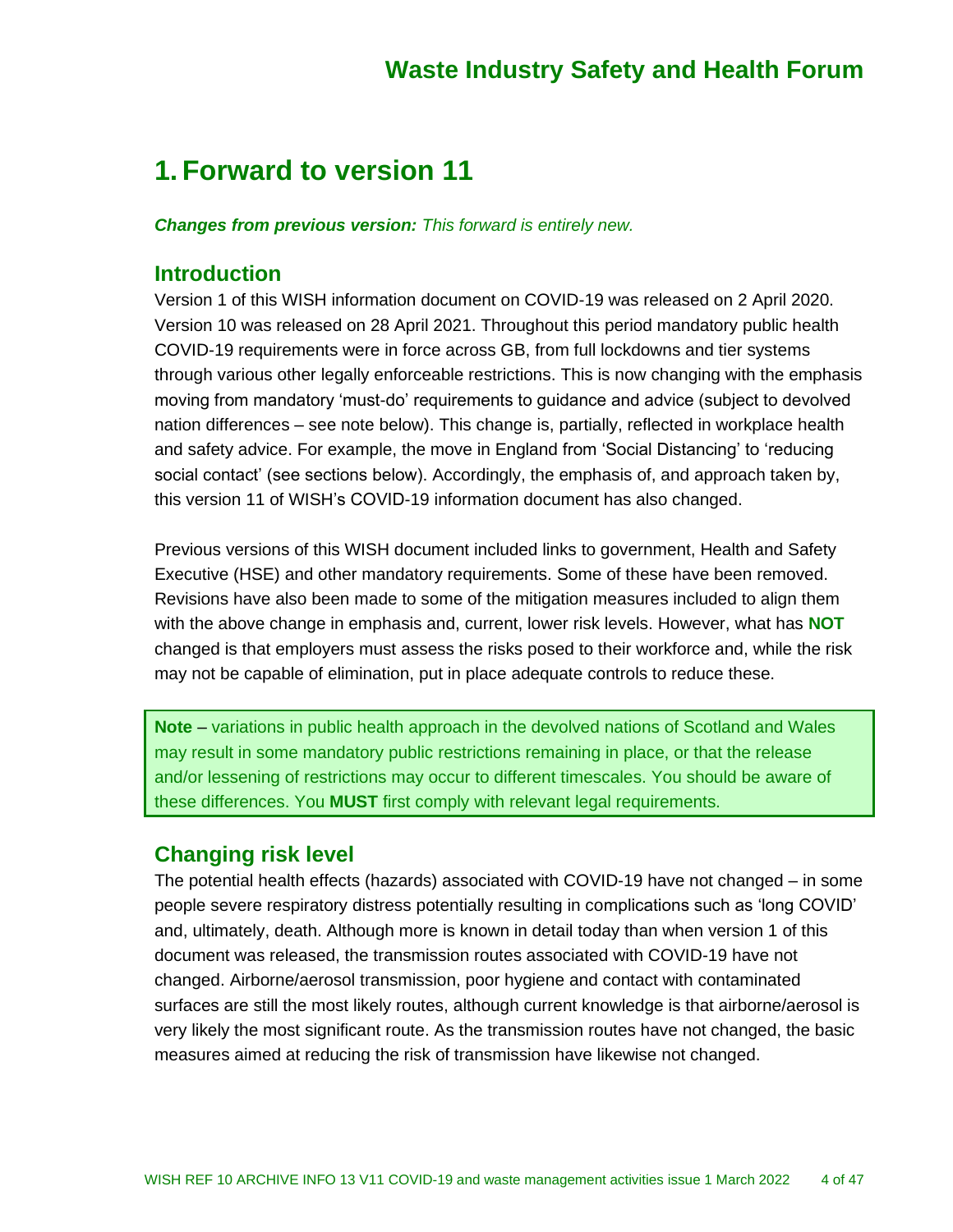# 1. Forward to version 11

***Changes from previous version:*** *This forward is entirely new.*

## Introduction

Version 1 of this WISH information document on COVID-19 was released on 2 April 2020. Version 10 was released on 28 April 2021. Throughout this period mandatory public health COVID-19 requirements were in force across GB, from full lockdowns and tier systems through various other legally enforceable restrictions. This is now changing with the emphasis moving from mandatory 'must-do' requirements to guidance and advice (subject to devolved nation differences – see note below). This change is, partially, reflected in workplace health and safety advice. For example, the move in England from 'Social Distancing' to 'reducing social contact' (see sections below). Accordingly, the emphasis of, and approach taken by, this version 11 of WISH's COVID-19 information document has also changed.

Previous versions of this WISH document included links to government, Health and Safety Executive (HSE) and other mandatory requirements. Some of these have been removed. Revisions have also been made to some of the mitigation measures included to align them with the above change in emphasis and, current, lower risk levels. However, what has **NOT** changed is that employers must assess the risks posed to their workforce and, while the risk may not be capable of elimination, put in place adequate controls to reduce these.

> **Note** – variations in public health approach in the devolved nations of Scotland and Wales may result in some mandatory public restrictions remaining in place, or that the release and/or lessening of restrictions may occur to different timescales. You should be aware of these differences. You **MUST** first comply with relevant legal requirements.

## Changing risk level

The potential health effects (hazards) associated with COVID-19 have not changed – in some people severe respiratory distress potentially resulting in complications such as 'long COVID' and, ultimately, death. Although more is known in detail today than when version 1 of this document was released, the transmission routes associated with COVID-19 have not changed. Airborne/aerosol transmission, poor hygiene and contact with contaminated surfaces are still the most likely routes, although current knowledge is that airborne/aerosol is very likely the most significant route. As the transmission routes have not changed, the basic measures aimed at reducing the risk of transmission have likewise not changed.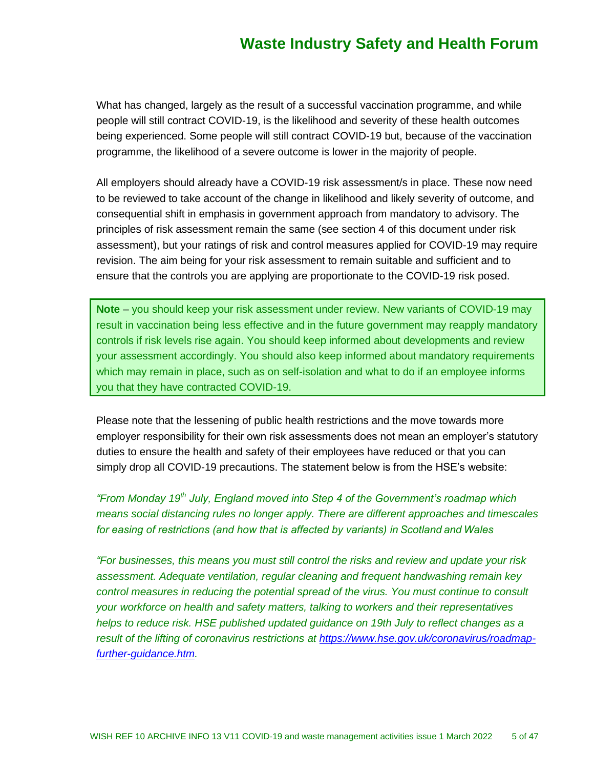What has changed, largely as the result of a successful vaccination programme, and while people will still contract COVID-19, is the likelihood and severity of these health outcomes being experienced. Some people will still contract COVID-19 but, because of the vaccination programme, the likelihood of a severe outcome is lower in the majority of people.

All employers should already have a COVID-19 risk assessment/s in place. These now need to be reviewed to take account of the change in likelihood and likely severity of outcome, and consequential shift in emphasis in government approach from mandatory to advisory. The principles of risk assessment remain the same (see section 4 of this document under risk assessment), but your ratings of risk and control measures applied for COVID-19 may require revision. The aim being for your risk assessment to remain suitable and sufficient and to ensure that the controls you are applying are proportionate to the COVID-19 risk posed.

> **Note** – you should keep your risk assessment under review. New variants of COVID-19 may result in vaccination being less effective and in the future government may reapply mandatory controls if risk levels rise again. You should keep informed about developments and review your assessment accordingly. You should also keep informed about mandatory requirements which may remain in place, such as on self-isolation and what to do if an employee informs you that they have contracted COVID-19.

Please note that the lessening of public health restrictions and the move towards more employer responsibility for their own risk assessments does not mean an employer's statutory duties to ensure the health and safety of their employees have reduced or that you can simply drop all COVID-19 precautions. The statement below is from the HSE's website:

*"From Monday 19th July, England moved into Step 4 of the Government's roadmap which means social distancing rules no longer apply. There are different approaches and timescales for easing of restrictions (and how that is affected by variants) in Scotland and Wales*

*"For businesses, this means you must still control the risks and review and update your risk assessment. Adequate ventilation, regular cleaning and frequent handwashing remain key control measures in reducing the potential spread of the virus. You must continue to consult your workforce on health and safety matters, talking to workers and their representatives helps to reduce risk. HSE published updated guidance on 19th July to reflect changes as a result of the lifting of coronavirus restrictions at [https://www.hse.gov.uk/coronavirus/roadmap-further-guidance.htm](https://www.hse.gov.uk/coronavirus/roadmap-further-guidance.htm).*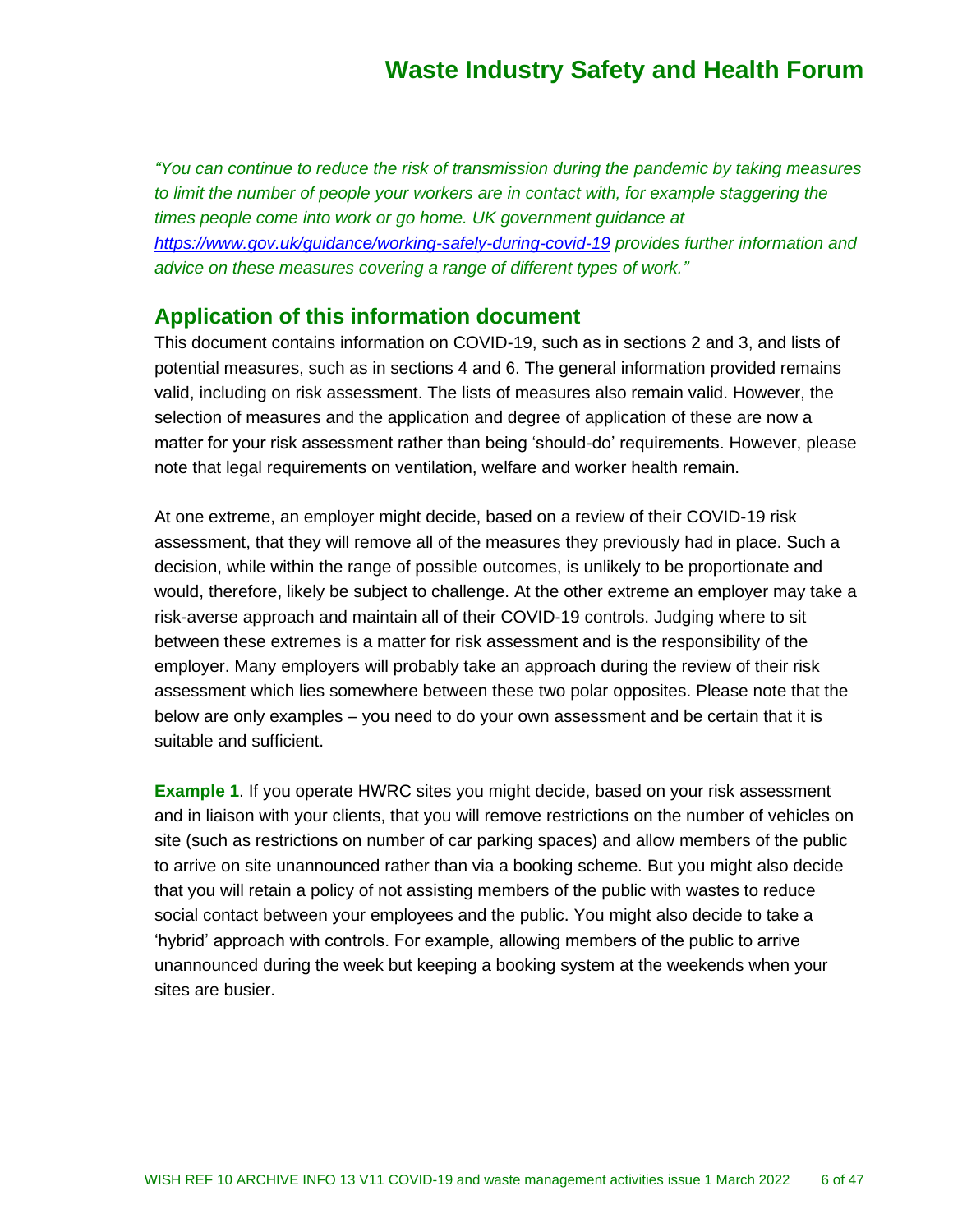*"You can continue to reduce the risk of transmission during the pandemic by taking measures to limit the number of people your workers are in contact with, for example staggering the times people come into work or go home. UK government guidance at [https://www.gov.uk/guidance/working-safely-during-covid-19](https://www.gov.uk/guidance/working-safely-during-covid-19) provides further information and advice on these measures covering a range of different types of work."*

## Application of this information document

This document contains information on COVID-19, such as in sections 2 and 3, and lists of potential measures, such as in sections 4 and 6. The general information provided remains valid, including on risk assessment. The lists of measures also remain valid. However, the selection of measures and the application and degree of application of these are now a matter for your risk assessment rather than being 'should-do' requirements. However, please note that legal requirements on ventilation, welfare and worker health remain.

At one extreme, an employer might decide, based on a review of their COVID-19 risk assessment, that they will remove all of the measures they previously had in place. Such a decision, while within the range of possible outcomes, is unlikely to be proportionate and would, therefore, likely be subject to challenge. At the other extreme an employer may take a risk-averse approach and maintain all of their COVID-19 controls. Judging where to sit between these extremes is a matter for risk assessment and is the responsibility of the employer. Many employers will probably take an approach during the review of their risk assessment which lies somewhere between these two polar opposites. Please note that the below are only examples – you need to do your own assessment and be certain that it is suitable and sufficient.

**Example 1**. If you operate HWRC sites you might decide, based on your risk assessment and in liaison with your clients, that you will remove restrictions on the number of vehicles on site (such as restrictions on number of car parking spaces) and allow members of the public to arrive on site unannounced rather than via a booking scheme. But you might also decide that you will retain a policy of not assisting members of the public with wastes to reduce social contact between your employees and the public. You might also decide to take a 'hybrid' approach with controls. For example, allowing members of the public to arrive unannounced during the week but keeping a booking system at the weekends when your sites are busier.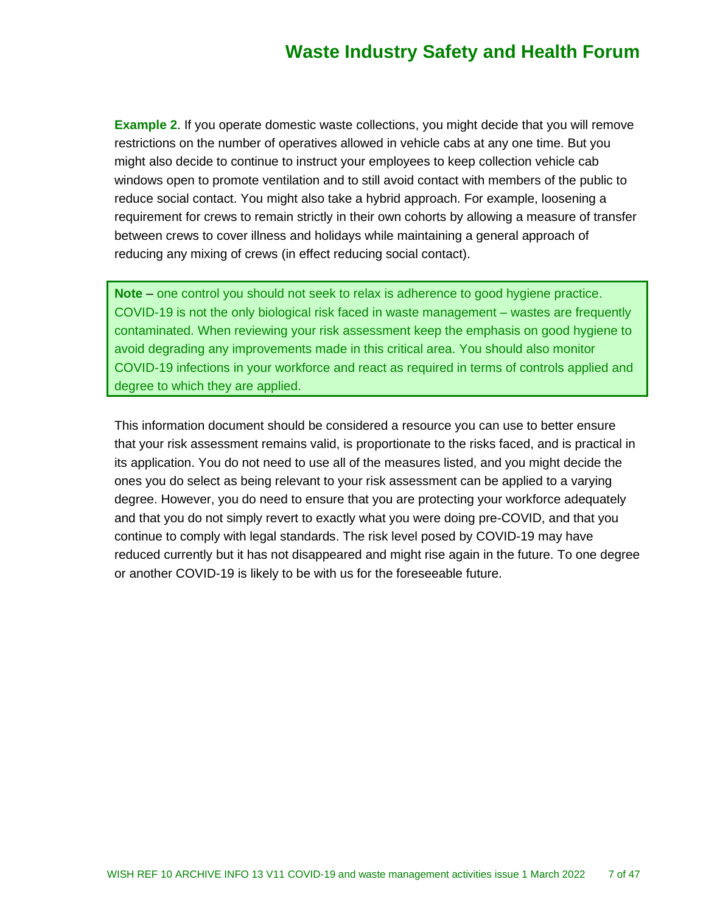**Example 2**. If you operate domestic waste collections, you might decide that you will remove restrictions on the number of operatives allowed in vehicle cabs at any one time. But you might also decide to continue to instruct your employees to keep collection vehicle cab windows open to promote ventilation and to still avoid contact with members of the public to reduce social contact. You might also take a hybrid approach. For example, loosening a requirement for crews to remain strictly in their own cohorts by allowing a measure of transfer between crews to cover illness and holidays while maintaining a general approach of reducing any mixing of crews (in effect reducing social contact).

> **Note** – one control you should not seek to relax is adherence to good hygiene practice. COVID-19 is not the only biological risk faced in waste management – wastes are frequently contaminated. When reviewing your risk assessment keep the emphasis on good hygiene to avoid degrading any improvements made in this critical area. You should also monitor COVID-19 infections in your workforce and react as required in terms of controls applied and degree to which they are applied.

This information document should be considered a resource you can use to better ensure that your risk assessment remains valid, is proportionate to the risks faced, and is practical in its application. You do not need to use all of the measures listed, and you might decide the ones you do select as being relevant to your risk assessment can be applied to a varying degree. However, you do need to ensure that you are protecting your workforce adequately and that you do not simply revert to exactly what you were doing pre-COVID, and that you continue to comply with legal standards. The risk level posed by COVID-19 may have reduced currently but it has not disappeared and might rise again in the future. To one degree or another COVID-19 is likely to be with us for the foreseeable future.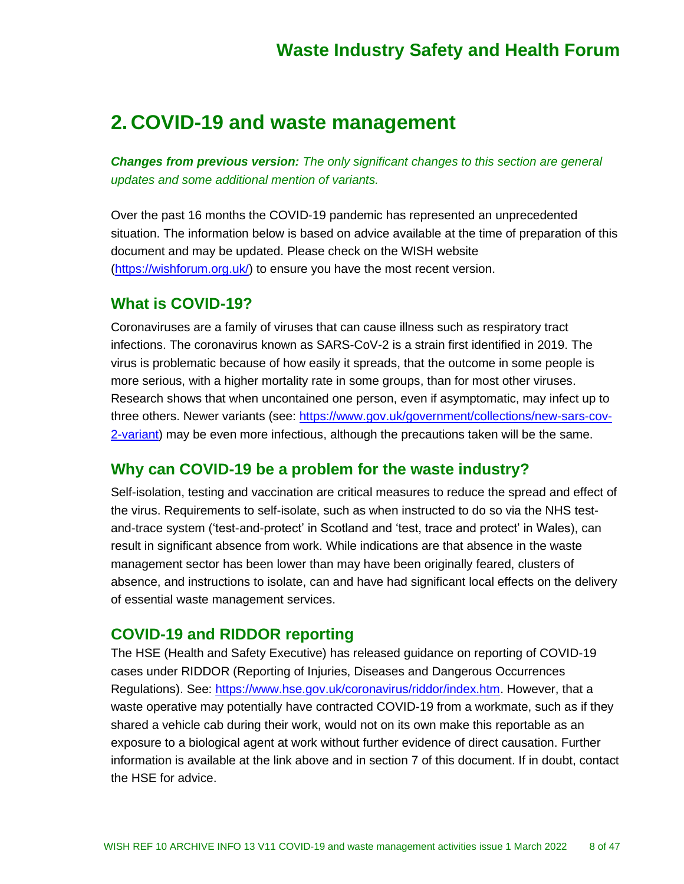# 2. COVID-19 and waste management

***Changes from previous version:*** *The only significant changes to this section are general updates and some additional mention of variants.*

Over the past 16 months the COVID-19 pandemic has represented an unprecedented situation. The information below is based on advice available at the time of preparation of this document and may be updated. Please check on the WISH website (https://wishforum.org.uk/) to ensure you have the most recent version.

## What is COVID-19?

Coronaviruses are a family of viruses that can cause illness such as respiratory tract infections. The coronavirus known as SARS-CoV-2 is a strain first identified in 2019. The virus is problematic because of how easily it spreads, that the outcome in some people is more serious, with a higher mortality rate in some groups, than for most other viruses. Research shows that when uncontained one person, even if asymptomatic, may infect up to three others. Newer variants (see: https://www.gov.uk/government/collections/new-sars-cov-2-variant) may be even more infectious, although the precautions taken will be the same.

## Why can COVID-19 be a problem for the waste industry?

Self-isolation, testing and vaccination are critical measures to reduce the spread and effect of the virus. Requirements to self-isolate, such as when instructed to do so via the NHS test-and-trace system ('test-and-protect' in Scotland and 'test, trace and protect' in Wales), can result in significant absence from work. While indications are that absence in the waste management sector has been lower than may have been originally feared, clusters of absence, and instructions to isolate, can and have had significant local effects on the delivery of essential waste management services.

## COVID-19 and RIDDOR reporting

The HSE (Health and Safety Executive) has released guidance on reporting of COVID-19 cases under RIDDOR (Reporting of Injuries, Diseases and Dangerous Occurrences Regulations). See: https://www.hse.gov.uk/coronavirus/riddor/index.htm. However, that a waste operative may potentially have contracted COVID-19 from a workmate, such as if they shared a vehicle cab during their work, would not on its own make this reportable as an exposure to a biological agent at work without further evidence of direct causation. Further information is available at the link above and in section 7 of this document. If in doubt, contact the HSE for advice.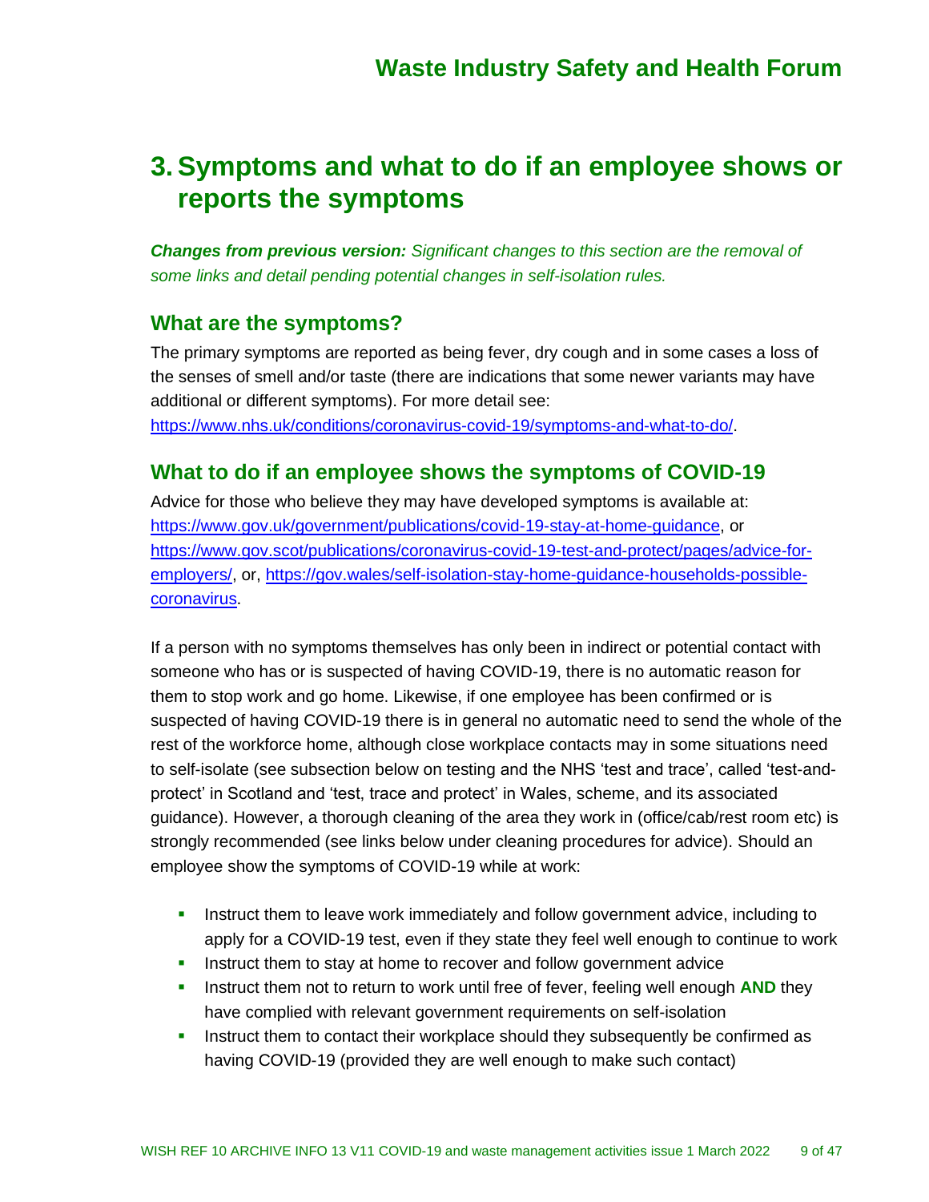# 3. Symptoms and what to do if an employee shows or reports the symptoms

***Changes from previous version:*** *Significant changes to this section are the removal of some links and detail pending potential changes in self-isolation rules.*

## What are the symptoms?

The primary symptoms are reported as being fever, dry cough and in some cases a loss of the senses of smell and/or taste (there are indications that some newer variants may have additional or different symptoms). For more detail see: https://www.nhs.uk/conditions/coronavirus-covid-19/symptoms-and-what-to-do/.

## What to do if an employee shows the symptoms of COVID-19

Advice for those who believe they may have developed symptoms is available at: https://www.gov.uk/government/publications/covid-19-stay-at-home-guidance, or https://www.gov.scot/publications/coronavirus-covid-19-test-and-protect/pages/advice-for-employers/, or, https://gov.wales/self-isolation-stay-home-guidance-households-possible-coronavirus.

If a person with no symptoms themselves has only been in indirect or potential contact with someone who has or is suspected of having COVID-19, there is no automatic reason for them to stop work and go home. Likewise, if one employee has been confirmed or is suspected of having COVID-19 there is in general no automatic need to send the whole of the rest of the workforce home, although close workplace contacts may in some situations need to self-isolate (see subsection below on testing and the NHS 'test and trace', called 'test-and-protect' in Scotland and 'test, trace and protect' in Wales, scheme, and its associated guidance). However, a thorough cleaning of the area they work in (office/cab/rest room etc) is strongly recommended (see links below under cleaning procedures for advice). Should an employee show the symptoms of COVID-19 while at work:

- Instruct them to leave work immediately and follow government advice, including to apply for a COVID-19 test, even if they state they feel well enough to continue to work
- Instruct them to stay at home to recover and follow government advice
- Instruct them not to return to work until free of fever, feeling well enough **AND** they have complied with relevant government requirements on self-isolation
- Instruct them to contact their workplace should they subsequently be confirmed as having COVID-19 (provided they are well enough to make such contact)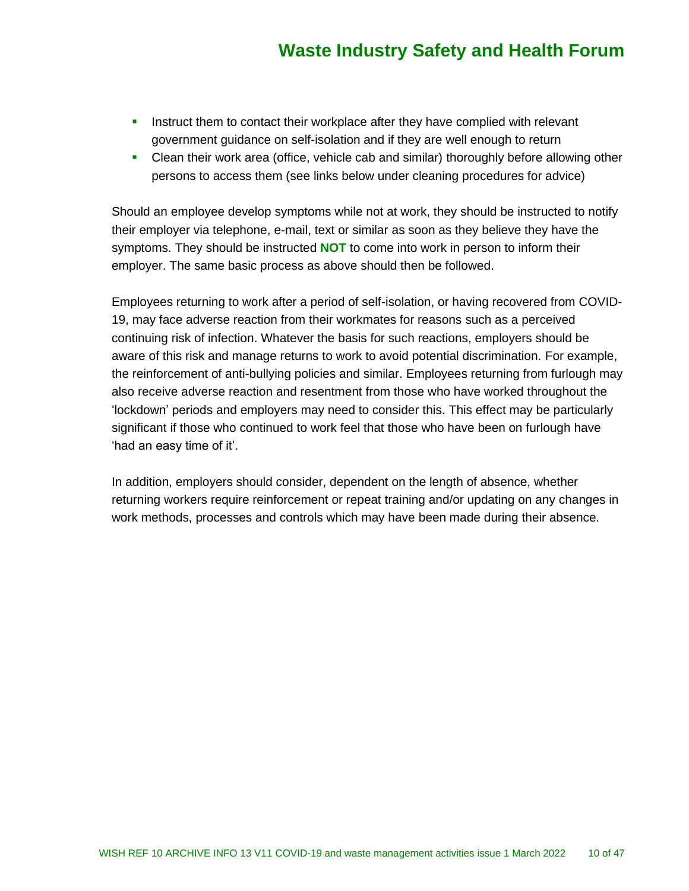- Instruct them to contact their workplace after they have complied with relevant government guidance on self-isolation and if they are well enough to return
- Clean their work area (office, vehicle cab and similar) thoroughly before allowing other persons to access them (see links below under cleaning procedures for advice)

Should an employee develop symptoms while not at work, they should be instructed to notify their employer via telephone, e-mail, text or similar as soon as they believe they have the symptoms. They should be instructed **NOT** to come into work in person to inform their employer. The same basic process as above should then be followed.

Employees returning to work after a period of self-isolation, or having recovered from COVID-19, may face adverse reaction from their workmates for reasons such as a perceived continuing risk of infection. Whatever the basis for such reactions, employers should be aware of this risk and manage returns to work to avoid potential discrimination. For example, the reinforcement of anti-bullying policies and similar. Employees returning from furlough may also receive adverse reaction and resentment from those who have worked throughout the 'lockdown' periods and employers may need to consider this. This effect may be particularly significant if those who continued to work feel that those who have been on furlough have 'had an easy time of it'.

In addition, employers should consider, dependent on the length of absence, whether returning workers require reinforcement or repeat training and/or updating on any changes in work methods, processes and controls which may have been made during their absence.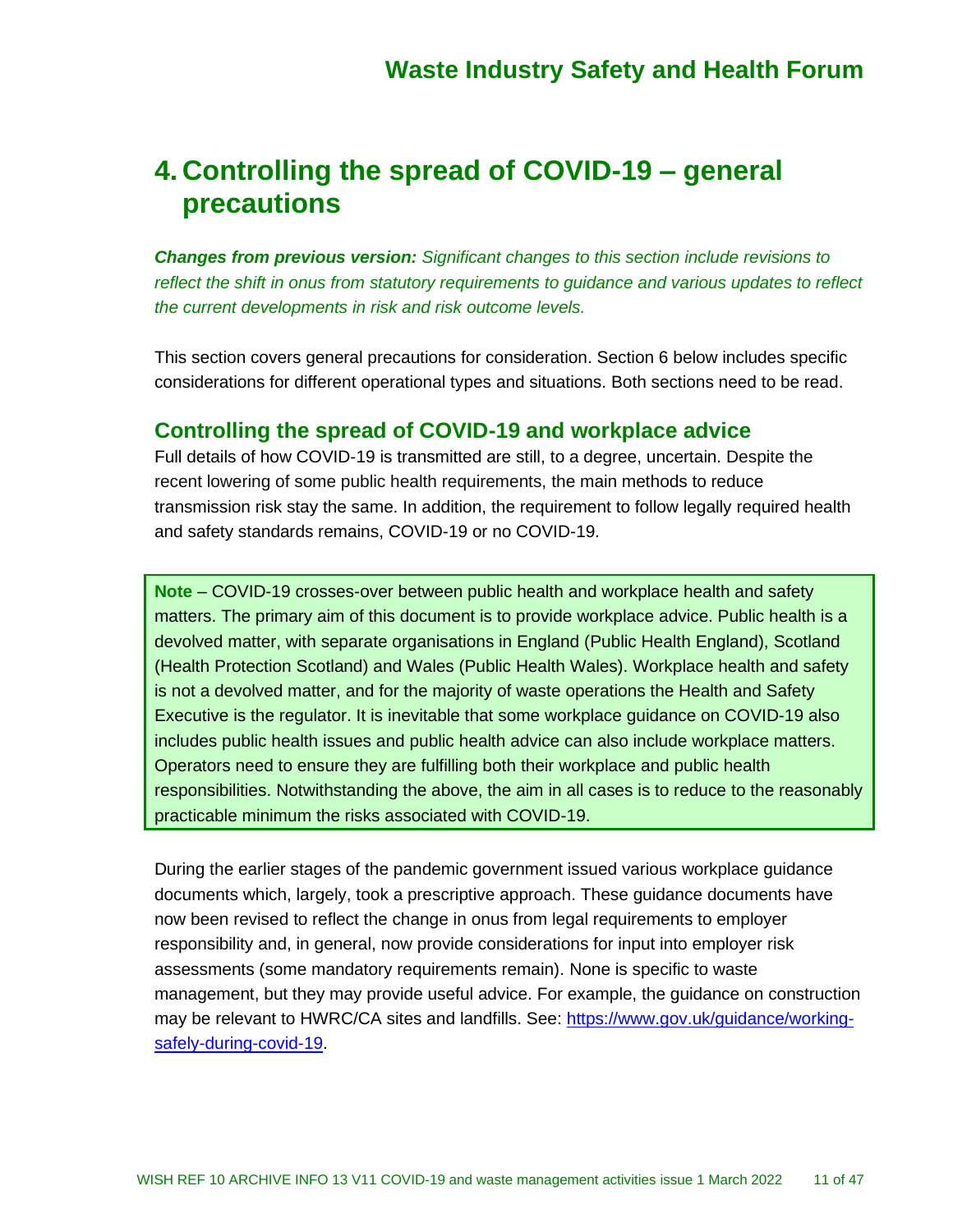# 4. Controlling the spread of COVID-19 – general precautions

***Changes from previous version:** Significant changes to this section include revisions to reflect the shift in onus from statutory requirements to guidance and various updates to reflect the current developments in risk and risk outcome levels.*

This section covers general precautions for consideration. Section 6 below includes specific considerations for different operational types and situations. Both sections need to be read.

## Controlling the spread of COVID-19 and workplace advice

Full details of how COVID-19 is transmitted are still, to a degree, uncertain. Despite the recent lowering of some public health requirements, the main methods to reduce transmission risk stay the same. In addition, the requirement to follow legally required health and safety standards remains, COVID-19 or no COVID-19.

> **Note** – COVID-19 crosses-over between public health and workplace health and safety matters. The primary aim of this document is to provide workplace advice. Public health is a devolved matter, with separate organisations in England (Public Health England), Scotland (Health Protection Scotland) and Wales (Public Health Wales). Workplace health and safety is not a devolved matter, and for the majority of waste operations the Health and Safety Executive is the regulator. It is inevitable that some workplace guidance on COVID-19 also includes public health issues and public health advice can also include workplace matters. Operators need to ensure they are fulfilling both their workplace and public health responsibilities. Notwithstanding the above, the aim in all cases is to reduce to the reasonably practicable minimum the risks associated with COVID-19.

During the earlier stages of the pandemic government issued various workplace guidance documents which, largely, took a prescriptive approach. These guidance documents have now been revised to reflect the change in onus from legal requirements to employer responsibility and, in general, now provide considerations for input into employer risk assessments (some mandatory requirements remain). None is specific to waste management, but they may provide useful advice. For example, the guidance on construction may be relevant to HWRC/CA sites and landfills. See: [https://www.gov.uk/guidance/working-safely-during-covid-19](https://www.gov.uk/guidance/working-safely-during-covid-19).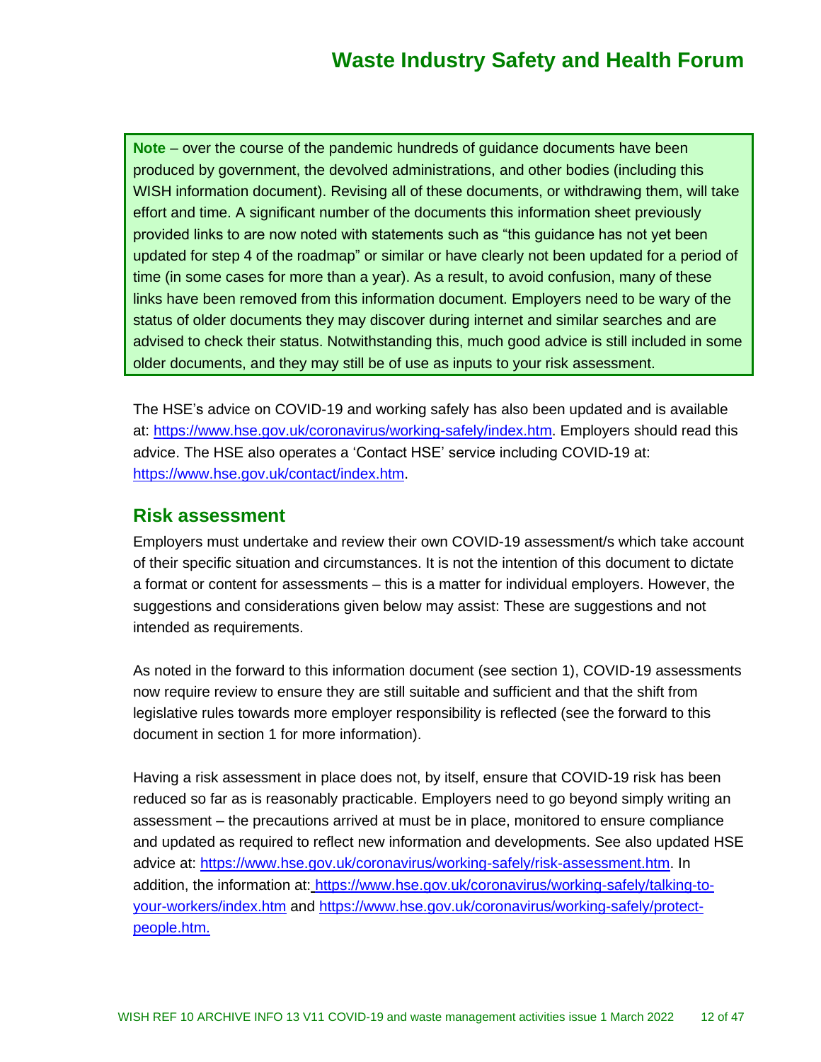> **Note** – over the course of the pandemic hundreds of guidance documents have been produced by government, the devolved administrations, and other bodies (including this WISH information document). Revising all of these documents, or withdrawing them, will take effort and time. A significant number of the documents this information sheet previously provided links to are now noted with statements such as "this guidance has not yet been updated for step 4 of the roadmap" or similar or have clearly not been updated for a period of time (in some cases for more than a year). As a result, to avoid confusion, many of these links have been removed from this information document. Employers need to be wary of the status of older documents they may discover during internet and similar searches and are advised to check their status. Notwithstanding this, much good advice is still included in some older documents, and they may still be of use as inputs to your risk assessment.

The HSE's advice on COVID-19 and working safely has also been updated and is available at: https://www.hse.gov.uk/coronavirus/working-safely/index.htm. Employers should read this advice. The HSE also operates a 'Contact HSE' service including COVID-19 at: https://www.hse.gov.uk/contact/index.htm.

## Risk assessment

Employers must undertake and review their own COVID-19 assessment/s which take account of their specific situation and circumstances. It is not the intention of this document to dictate a format or content for assessments – this is a matter for individual employers. However, the suggestions and considerations given below may assist: These are suggestions and not intended as requirements.

As noted in the forward to this information document (see section 1), COVID-19 assessments now require review to ensure they are still suitable and sufficient and that the shift from legislative rules towards more employer responsibility is reflected (see the forward to this document in section 1 for more information).

Having a risk assessment in place does not, by itself, ensure that COVID-19 risk has been reduced so far as is reasonably practicable. Employers need to go beyond simply writing an assessment – the precautions arrived at must be in place, monitored to ensure compliance and updated as required to reflect new information and developments. See also updated HSE advice at: https://www.hse.gov.uk/coronavirus/working-safely/risk-assessment.htm. In addition, the information at: https://www.hse.gov.uk/coronavirus/working-safely/talking-to-your-workers/index.htm and https://www.hse.gov.uk/coronavirus/working-safely/protect-people.htm.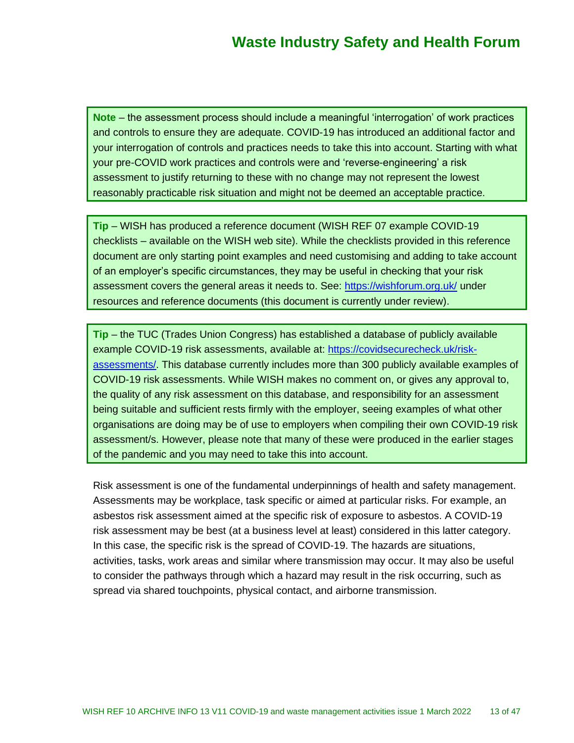**Note** – the assessment process should include a meaningful 'interrogation' of work practices and controls to ensure they are adequate. COVID-19 has introduced an additional factor and your interrogation of controls and practices needs to take this into account. Starting with what your pre-COVID work practices and controls were and 'reverse-engineering' a risk assessment to justify returning to these with no change may not represent the lowest reasonably practicable risk situation and might not be deemed an acceptable practice.

**Tip** – WISH has produced a reference document (WISH REF 07 example COVID-19 checklists – available on the WISH web site). While the checklists provided in this reference document are only starting point examples and need customising and adding to take account of an employer's specific circumstances, they may be useful in checking that your risk assessment covers the general areas it needs to. See: [https://wishforum.org.uk/](https://wishforum.org.uk/) under resources and reference documents (this document is currently under review).

**Tip** – the TUC (Trades Union Congress) has established a database of publicly available example COVID-19 risk assessments, available at: [https://covidsecurecheck.uk/risk-assessments/](https://covidsecurecheck.uk/risk-assessments/). This database currently includes more than 300 publicly available examples of COVID-19 risk assessments. While WISH makes no comment on, or gives any approval to, the quality of any risk assessment on this database, and responsibility for an assessment being suitable and sufficient rests firmly with the employer, seeing examples of what other organisations are doing may be of use to employers when compiling their own COVID-19 risk assessment/s. However, please note that many of these were produced in the earlier stages of the pandemic and you may need to take this into account.

Risk assessment is one of the fundamental underpinnings of health and safety management. Assessments may be workplace, task specific or aimed at particular risks. For example, an asbestos risk assessment aimed at the specific risk of exposure to asbestos. A COVID-19 risk assessment may be best (at a business level at least) considered in this latter category. In this case, the specific risk is the spread of COVID-19. The hazards are situations, activities, tasks, work areas and similar where transmission may occur. It may also be useful to consider the pathways through which a hazard may result in the risk occurring, such as spread via shared touchpoints, physical contact, and airborne transmission.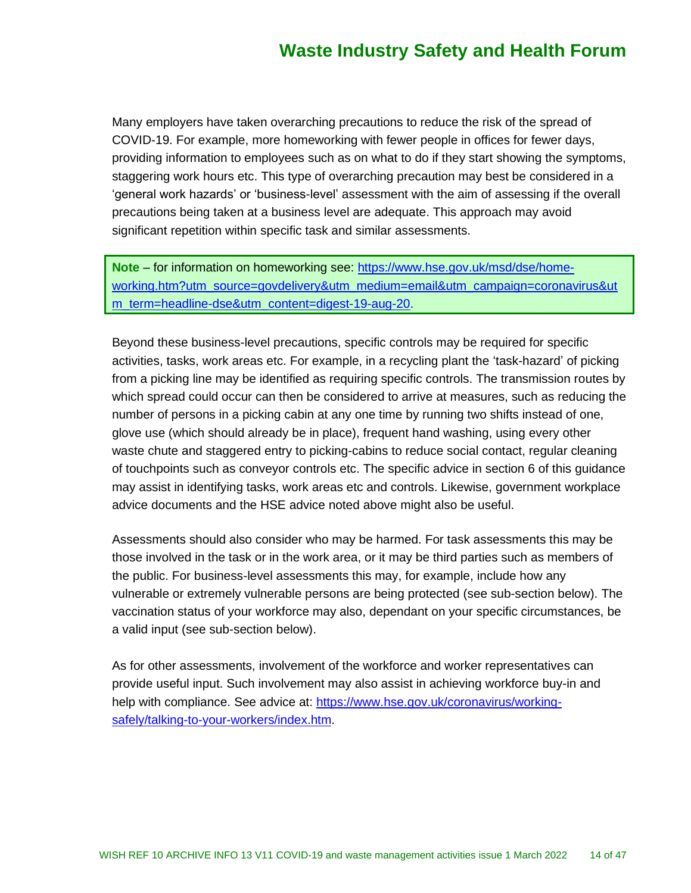Many employers have taken overarching precautions to reduce the risk of the spread of COVID-19. For example, more homeworking with fewer people in offices for fewer days, providing information to employees such as on what to do if they start showing the symptoms, staggering work hours etc. This type of overarching precaution may best be considered in a 'general work hazards' or 'business-level' assessment with the aim of assessing if the overall precautions being taken at a business level are adequate. This approach may avoid significant repetition within specific task and similar assessments.

> **Note** – for information on homeworking see: [https://www.hse.gov.uk/msd/dse/home-working.htm?utm_source=govdelivery&utm_medium=email&utm_campaign=coronavirus&utm_term=headline-dse&utm_content=digest-19-aug-20](https://www.hse.gov.uk/msd/dse/home-working.htm?utm_source=govdelivery&utm_medium=email&utm_campaign=coronavirus&utm_term=headline-dse&utm_content=digest-19-aug-20).

Beyond these business-level precautions, specific controls may be required for specific activities, tasks, work areas etc. For example, in a recycling plant the 'task-hazard' of picking from a picking line may be identified as requiring specific controls. The transmission routes by which spread could occur can then be considered to arrive at measures, such as reducing the number of persons in a picking cabin at any one time by running two shifts instead of one, glove use (which should already be in place), frequent hand washing, using every other waste chute and staggered entry to picking-cabins to reduce social contact, regular cleaning of touchpoints such as conveyor controls etc. The specific advice in section 6 of this guidance may assist in identifying tasks, work areas etc and controls. Likewise, government workplace advice documents and the HSE advice noted above might also be useful.

Assessments should also consider who may be harmed. For task assessments this may be those involved in the task or in the work area, or it may be third parties such as members of the public. For business-level assessments this may, for example, include how any vulnerable or extremely vulnerable persons are being protected (see sub-section below). The vaccination status of your workforce may also, dependant on your specific circumstances, be a valid input (see sub-section below).

As for other assessments, involvement of the workforce and worker representatives can provide useful input. Such involvement may also assist in achieving workforce buy-in and help with compliance. See advice at: [https://www.hse.gov.uk/coronavirus/working-safely/talking-to-your-workers/index.htm](https://www.hse.gov.uk/coronavirus/working-safely/talking-to-your-workers/index.htm).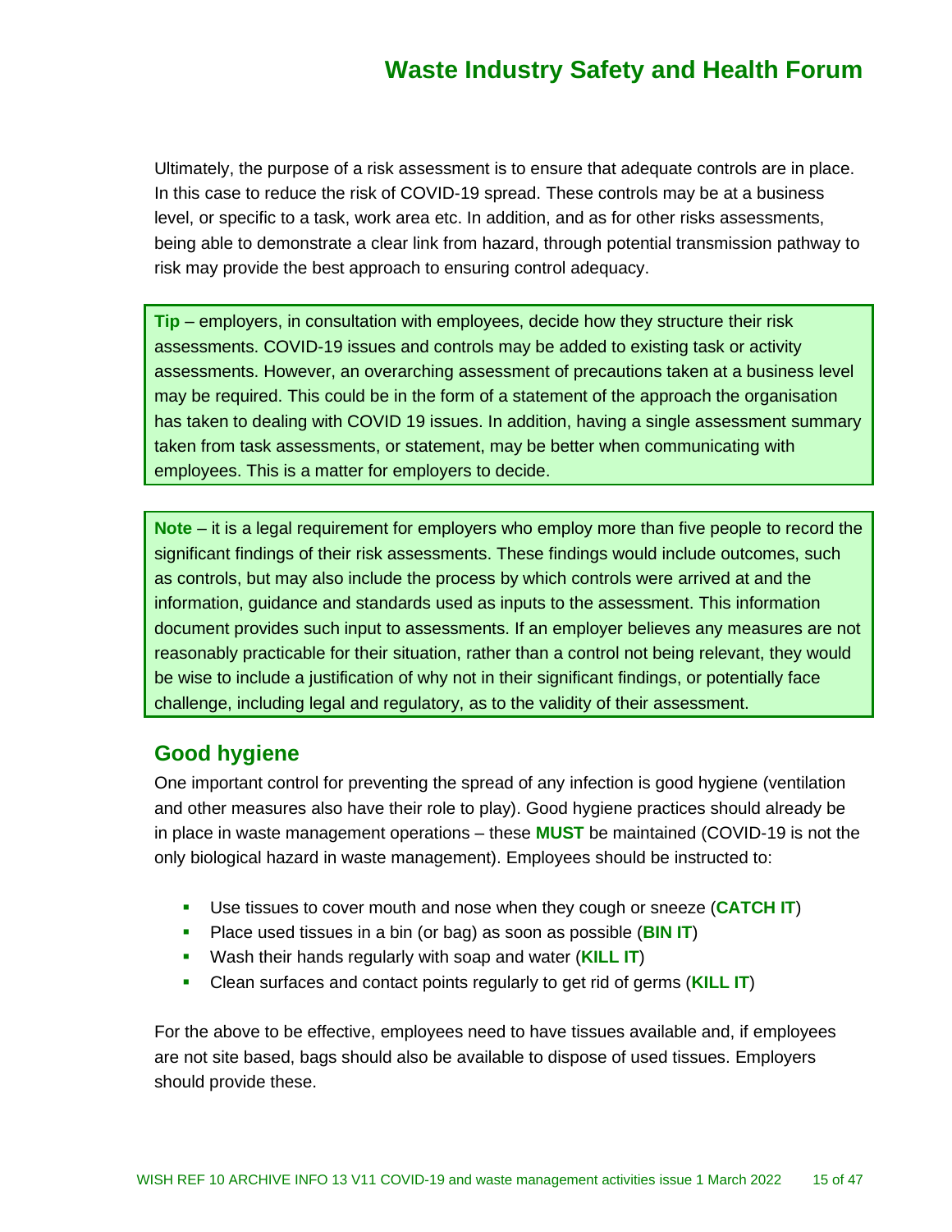Ultimately, the purpose of a risk assessment is to ensure that adequate controls are in place. In this case to reduce the risk of COVID-19 spread. These controls may be at a business level, or specific to a task, work area etc. In addition, and as for other risks assessments, being able to demonstrate a clear link from hazard, through potential transmission pathway to risk may provide the best approach to ensuring control adequacy.

**Tip** – employers, in consultation with employees, decide how they structure their risk assessments. COVID-19 issues and controls may be added to existing task or activity assessments. However, an overarching assessment of precautions taken at a business level may be required. This could be in the form of a statement of the approach the organisation has taken to dealing with COVID 19 issues. In addition, having a single assessment summary taken from task assessments, or statement, may be better when communicating with employees. This is a matter for employers to decide.

**Note** – it is a legal requirement for employers who employ more than five people to record the significant findings of their risk assessments. These findings would include outcomes, such as controls, but may also include the process by which controls were arrived at and the information, guidance and standards used as inputs to the assessment. This information document provides such input to assessments. If an employer believes any measures are not reasonably practicable for their situation, rather than a control not being relevant, they would be wise to include a justification of why not in their significant findings, or potentially face challenge, including legal and regulatory, as to the validity of their assessment.

## Good hygiene

One important control for preventing the spread of any infection is good hygiene (ventilation and other measures also have their role to play). Good hygiene practices should already be in place in waste management operations – these **MUST** be maintained (COVID-19 is not the only biological hazard in waste management). Employees should be instructed to:

- Use tissues to cover mouth and nose when they cough or sneeze (**CATCH IT**)
- Place used tissues in a bin (or bag) as soon as possible (**BIN IT**)
- Wash their hands regularly with soap and water (**KILL IT**)
- Clean surfaces and contact points regularly to get rid of germs (**KILL IT**)

For the above to be effective, employees need to have tissues available and, if employees are not site based, bags should also be available to dispose of used tissues. Employers should provide these.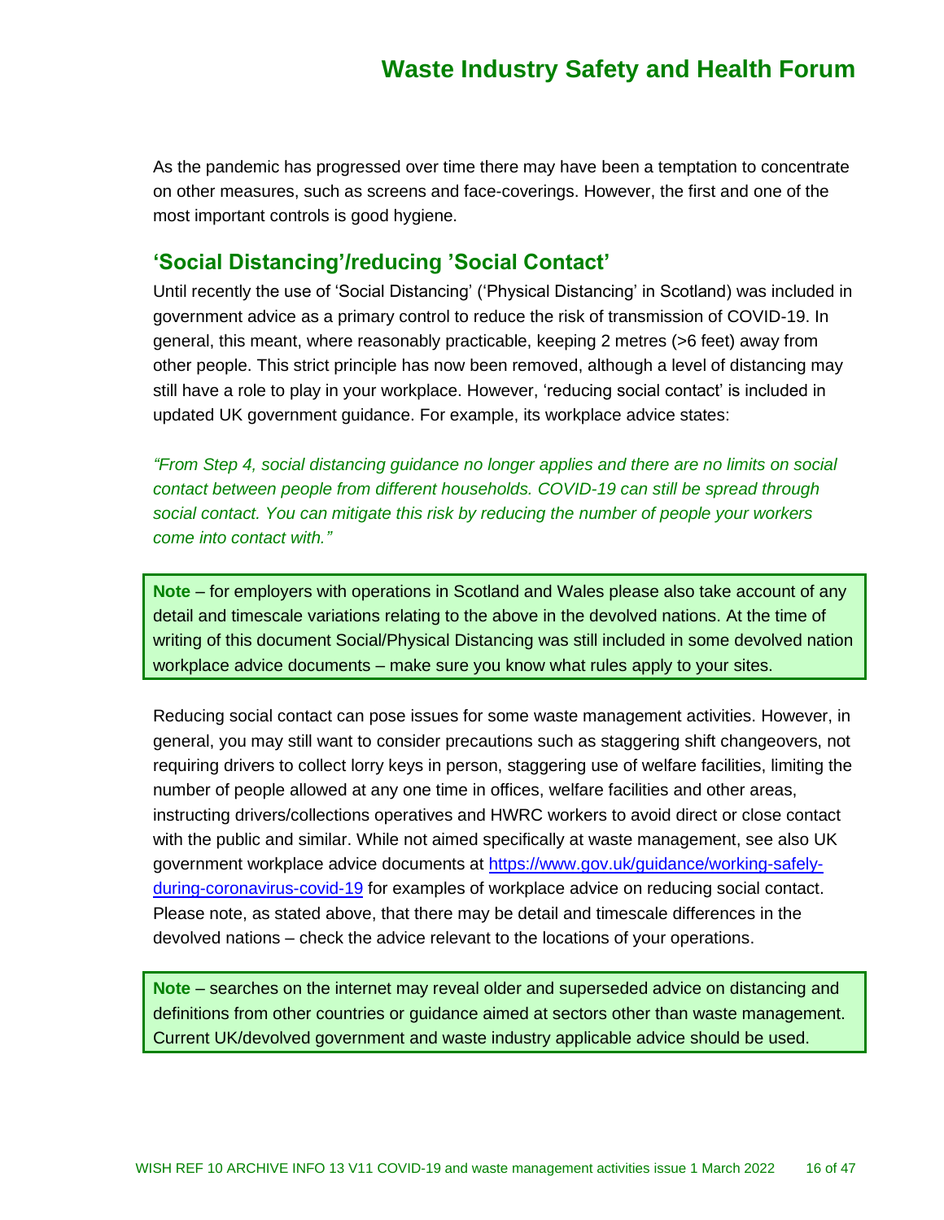As the pandemic has progressed over time there may have been a temptation to concentrate on other measures, such as screens and face-coverings. However, the first and one of the most important controls is good hygiene.

## 'Social Distancing'/reducing 'Social Contact'

Until recently the use of 'Social Distancing' ('Physical Distancing' in Scotland) was included in government advice as a primary control to reduce the risk of transmission of COVID-19. In general, this meant, where reasonably practicable, keeping 2 metres (>6 feet) away from other people. This strict principle has now been removed, although a level of distancing may still have a role to play in your workplace. However, 'reducing social contact' is included in updated UK government guidance. For example, its workplace advice states:

*"From Step 4, social distancing guidance no longer applies and there are no limits on social contact between people from different households. COVID-19 can still be spread through social contact. You can mitigate this risk by reducing the number of people your workers come into contact with."*

> **Note** – for employers with operations in Scotland and Wales please also take account of any detail and timescale variations relating to the above in the devolved nations. At the time of writing of this document Social/Physical Distancing was still included in some devolved nation workplace advice documents – make sure you know what rules apply to your sites.

Reducing social contact can pose issues for some waste management activities. However, in general, you may still want to consider precautions such as staggering shift changeovers, not requiring drivers to collect lorry keys in person, staggering use of welfare facilities, limiting the number of people allowed at any one time in offices, welfare facilities and other areas, instructing drivers/collections operatives and HWRC workers to avoid direct or close contact with the public and similar. While not aimed specifically at waste management, see also UK government workplace advice documents at [https://www.gov.uk/guidance/working-safely-during-coronavirus-covid-19](https://www.gov.uk/guidance/working-safely-during-coronavirus-covid-19) for examples of workplace advice on reducing social contact. Please note, as stated above, that there may be detail and timescale differences in the devolved nations – check the advice relevant to the locations of your operations.

> **Note** – searches on the internet may reveal older and superseded advice on distancing and definitions from other countries or guidance aimed at sectors other than waste management. Current UK/devolved government and waste industry applicable advice should be used.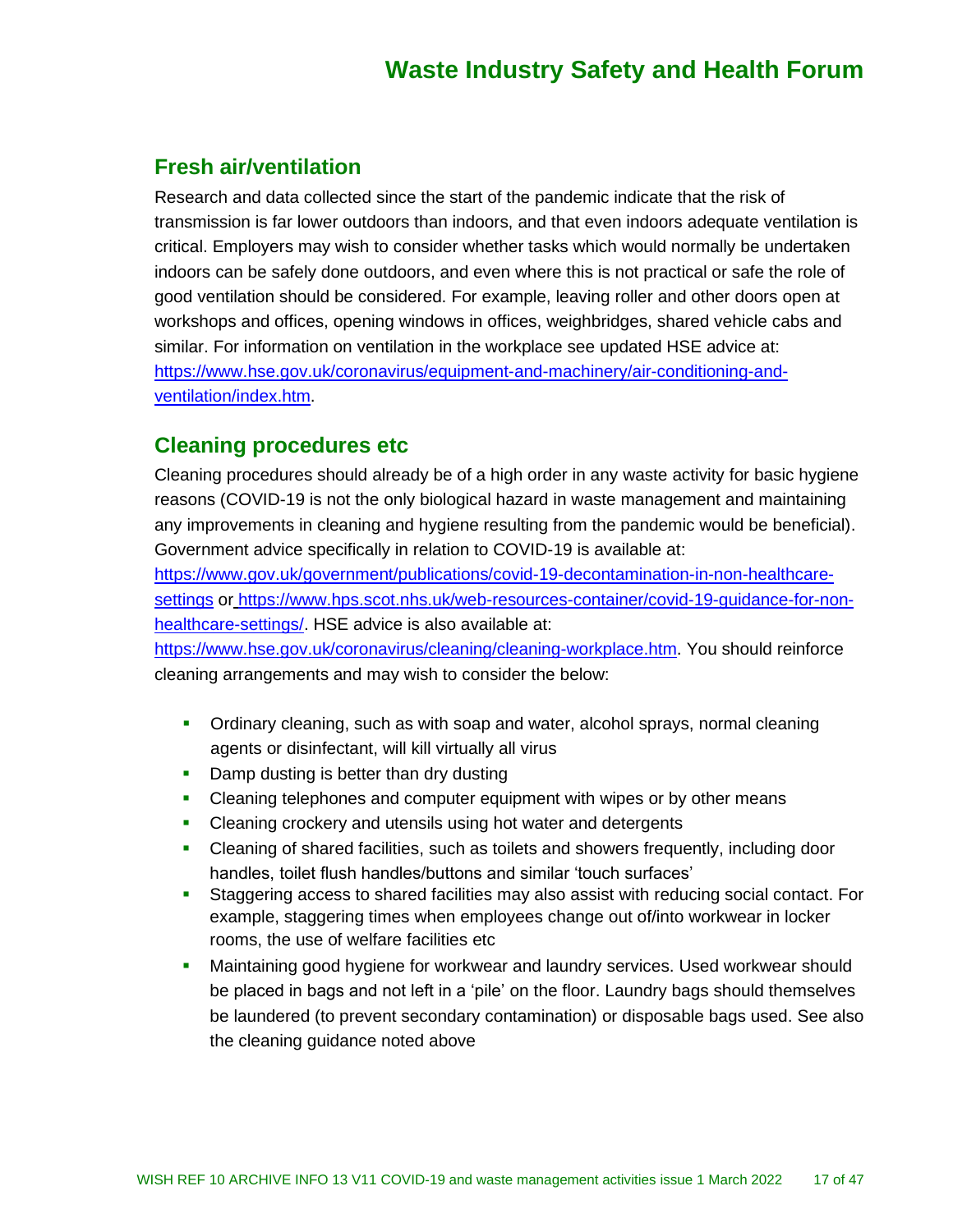## Fresh air/ventilation

Research and data collected since the start of the pandemic indicate that the risk of transmission is far lower outdoors than indoors, and that even indoors adequate ventilation is critical. Employers may wish to consider whether tasks which would normally be undertaken indoors can be safely done outdoors, and even where this is not practical or safe the role of good ventilation should be considered. For example, leaving roller and other doors open at workshops and offices, opening windows in offices, weighbridges, shared vehicle cabs and similar. For information on ventilation in the workplace see updated HSE advice at: https://www.hse.gov.uk/coronavirus/equipment-and-machinery/air-conditioning-and-ventilation/index.htm.

## Cleaning procedures etc

Cleaning procedures should already be of a high order in any waste activity for basic hygiene reasons (COVID-19 is not the only biological hazard in waste management and maintaining any improvements in cleaning and hygiene resulting from the pandemic would be beneficial). Government advice specifically in relation to COVID-19 is available at: https://www.gov.uk/government/publications/covid-19-decontamination-in-non-healthcare-settings or https://www.hps.scot.nhs.uk/web-resources-container/covid-19-guidance-for-non-healthcare-settings/. HSE advice is also available at: https://www.hse.gov.uk/coronavirus/cleaning/cleaning-workplace.htm. You should reinforce cleaning arrangements and may wish to consider the below:

- Ordinary cleaning, such as with soap and water, alcohol sprays, normal cleaning agents or disinfectant, will kill virtually all virus
- Damp dusting is better than dry dusting
- Cleaning telephones and computer equipment with wipes or by other means
- Cleaning crockery and utensils using hot water and detergents
- Cleaning of shared facilities, such as toilets and showers frequently, including door handles, toilet flush handles/buttons and similar 'touch surfaces'
- Staggering access to shared facilities may also assist with reducing social contact. For example, staggering times when employees change out of/into workwear in locker rooms, the use of welfare facilities etc
- Maintaining good hygiene for workwear and laundry services. Used workwear should be placed in bags and not left in a 'pile' on the floor. Laundry bags should themselves be laundered (to prevent secondary contamination) or disposable bags used. See also the cleaning guidance noted above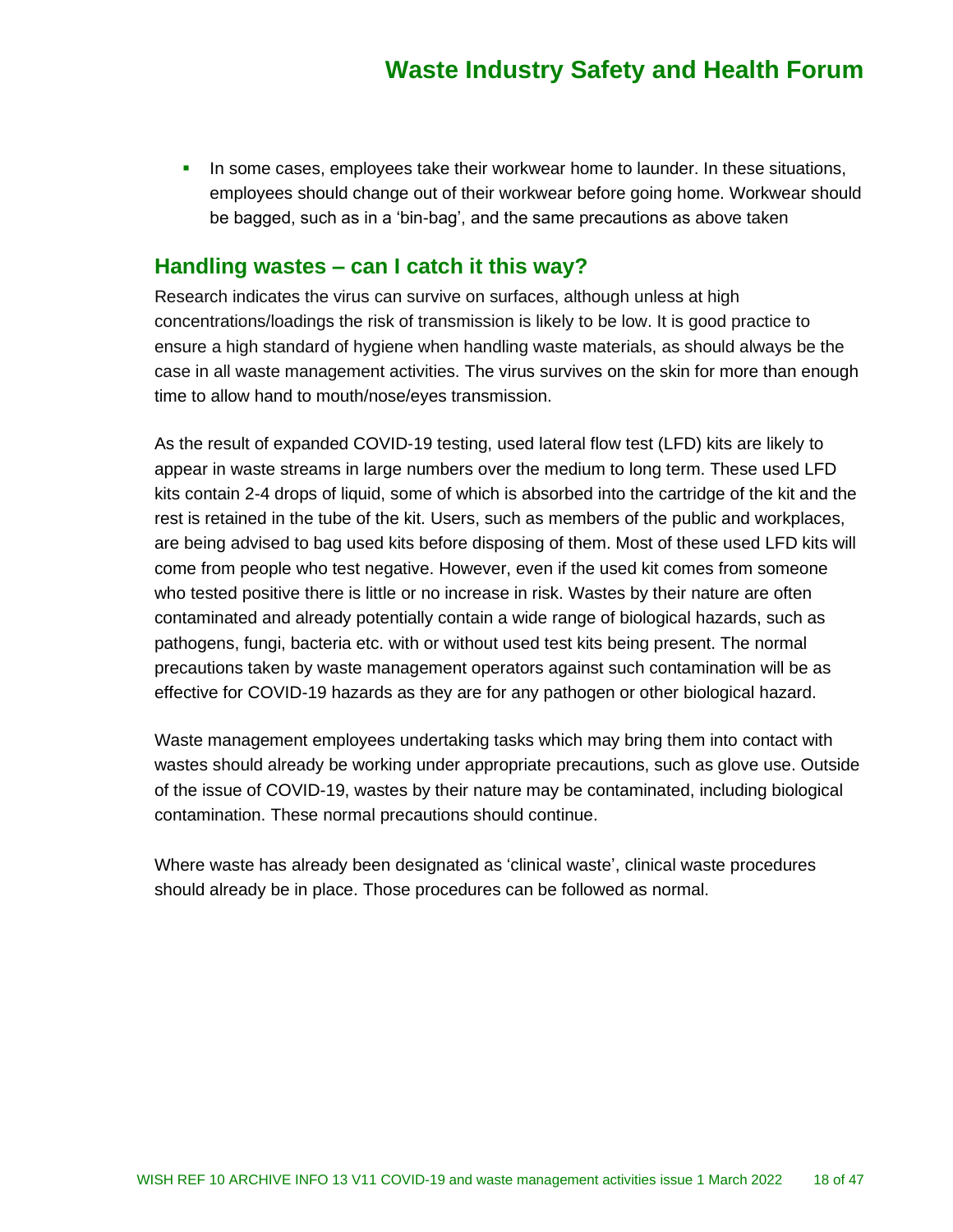- In some cases, employees take their workwear home to launder. In these situations, employees should change out of their workwear before going home. Workwear should be bagged, such as in a 'bin-bag', and the same precautions as above taken

## Handling wastes – can I catch it this way?

Research indicates the virus can survive on surfaces, although unless at high concentrations/loadings the risk of transmission is likely to be low. It is good practice to ensure a high standard of hygiene when handling waste materials, as should always be the case in all waste management activities. The virus survives on the skin for more than enough time to allow hand to mouth/nose/eyes transmission.

As the result of expanded COVID-19 testing, used lateral flow test (LFD) kits are likely to appear in waste streams in large numbers over the medium to long term. These used LFD kits contain 2-4 drops of liquid, some of which is absorbed into the cartridge of the kit and the rest is retained in the tube of the kit. Users, such as members of the public and workplaces, are being advised to bag used kits before disposing of them. Most of these used LFD kits will come from people who test negative. However, even if the used kit comes from someone who tested positive there is little or no increase in risk. Wastes by their nature are often contaminated and already potentially contain a wide range of biological hazards, such as pathogens, fungi, bacteria etc. with or without used test kits being present. The normal precautions taken by waste management operators against such contamination will be as effective for COVID-19 hazards as they are for any pathogen or other biological hazard.

Waste management employees undertaking tasks which may bring them into contact with wastes should already be working under appropriate precautions, such as glove use. Outside of the issue of COVID-19, wastes by their nature may be contaminated, including biological contamination. These normal precautions should continue.

Where waste has already been designated as 'clinical waste', clinical waste procedures should already be in place. Those procedures can be followed as normal.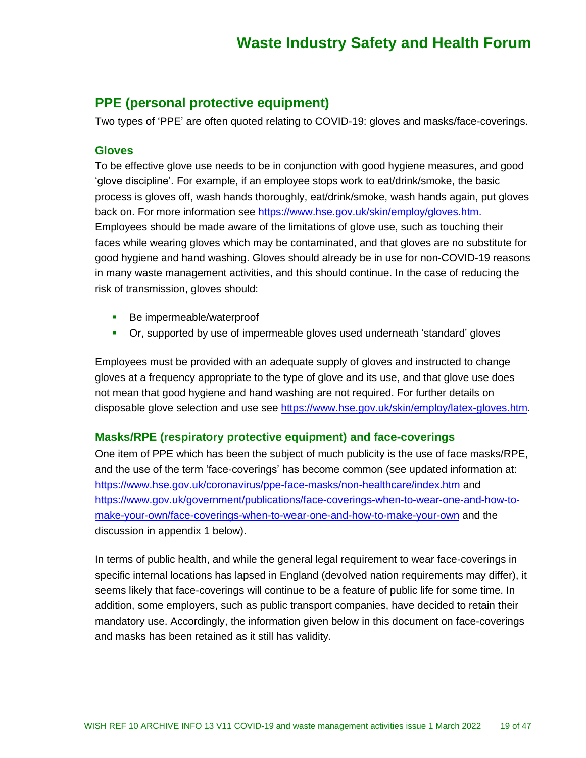## PPE (personal protective equipment)

Two types of 'PPE' are often quoted relating to COVID-19: gloves and masks/face-coverings.

### Gloves

To be effective glove use needs to be in conjunction with good hygiene measures, and good 'glove discipline'. For example, if an employee stops work to eat/drink/smoke, the basic process is gloves off, wash hands thoroughly, eat/drink/smoke, wash hands again, put gloves back on. For more information see https://www.hse.gov.uk/skin/employ/gloves.htm. Employees should be made aware of the limitations of glove use, such as touching their faces while wearing gloves which may be contaminated, and that gloves are no substitute for good hygiene and hand washing. Gloves should already be in use for non-COVID-19 reasons in many waste management activities, and this should continue. In the case of reducing the risk of transmission, gloves should:

- Be impermeable/waterproof
- Or, supported by use of impermeable gloves used underneath 'standard' gloves

Employees must be provided with an adequate supply of gloves and instructed to change gloves at a frequency appropriate to the type of glove and its use, and that glove use does not mean that good hygiene and hand washing are not required. For further details on disposable glove selection and use see https://www.hse.gov.uk/skin/employ/latex-gloves.htm.

### Masks/RPE (respiratory protective equipment) and face-coverings

One item of PPE which has been the subject of much publicity is the use of face masks/RPE, and the use of the term 'face-coverings' has become common (see updated information at: https://www.hse.gov.uk/coronavirus/ppe-face-masks/non-healthcare/index.htm and https://www.gov.uk/government/publications/face-coverings-when-to-wear-one-and-how-to-make-your-own/face-coverings-when-to-wear-one-and-how-to-make-your-own and the discussion in appendix 1 below).

In terms of public health, and while the general legal requirement to wear face-coverings in specific internal locations has lapsed in England (devolved nation requirements may differ), it seems likely that face-coverings will continue to be a feature of public life for some time. In addition, some employers, such as public transport companies, have decided to retain their mandatory use. Accordingly, the information given below in this document on face-coverings and masks has been retained as it still has validity.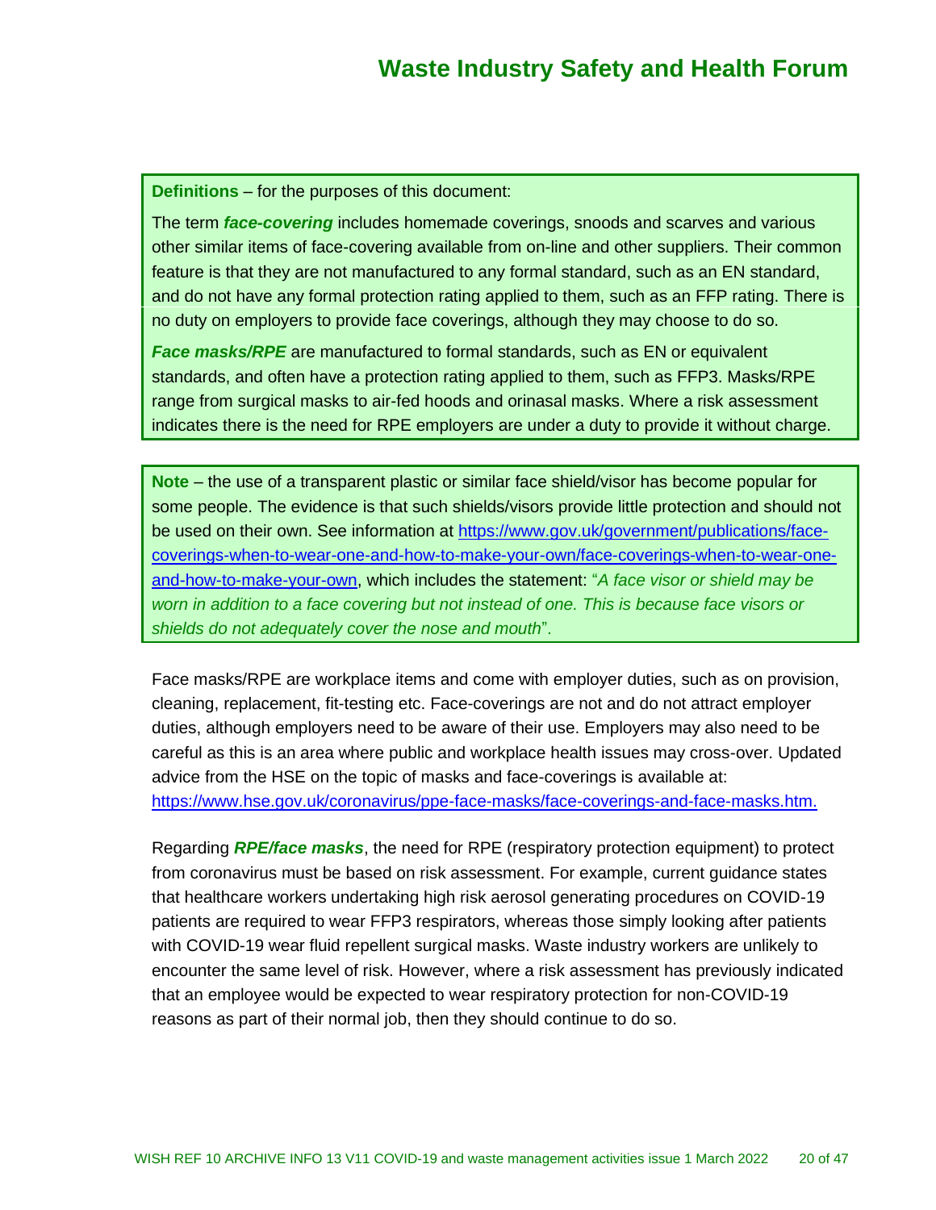**Definitions** – for the purposes of this document:

The term ***face-covering*** includes homemade coverings, snoods and scarves and various other similar items of face-covering available from on-line and other suppliers. Their common feature is that they are not manufactured to any formal standard, such as an EN standard, and do not have any formal protection rating applied to them, such as an FFP rating. There is no duty on employers to provide face coverings, although they may choose to do so.

***Face masks/RPE*** are manufactured to formal standards, such as EN or equivalent standards, and often have a protection rating applied to them, such as FFP3. Masks/RPE range from surgical masks to air-fed hoods and orinasal masks. Where a risk assessment indicates there is the need for RPE employers are under a duty to provide it without charge.

**Note** – the use of a transparent plastic or similar face shield/visor has become popular for some people. The evidence is that such shields/visors provide little protection and should not be used on their own. See information at https://www.gov.uk/government/publications/face-coverings-when-to-wear-one-and-how-to-make-your-own/face-coverings-when-to-wear-one-and-how-to-make-your-own, which includes the statement: "*A face visor or shield may be worn in addition to a face covering but not instead of one. This is because face visors or shields do not adequately cover the nose and mouth*".

Face masks/RPE are workplace items and come with employer duties, such as on provision, cleaning, replacement, fit-testing etc. Face-coverings are not and do not attract employer duties, although employers need to be aware of their use. Employers may also need to be careful as this is an area where public and workplace health issues may cross-over. Updated advice from the HSE on the topic of masks and face-coverings is available at: https://www.hse.gov.uk/coronavirus/ppe-face-masks/face-coverings-and-face-masks.htm.

Regarding ***RPE/face masks***, the need for RPE (respiratory protection equipment) to protect from coronavirus must be based on risk assessment. For example, current guidance states that healthcare workers undertaking high risk aerosol generating procedures on COVID-19 patients are required to wear FFP3 respirators, whereas those simply looking after patients with COVID-19 wear fluid repellent surgical masks. Waste industry workers are unlikely to encounter the same level of risk. However, where a risk assessment has previously indicated that an employee would be expected to wear respiratory protection for non-COVID-19 reasons as part of their normal job, then they should continue to do so.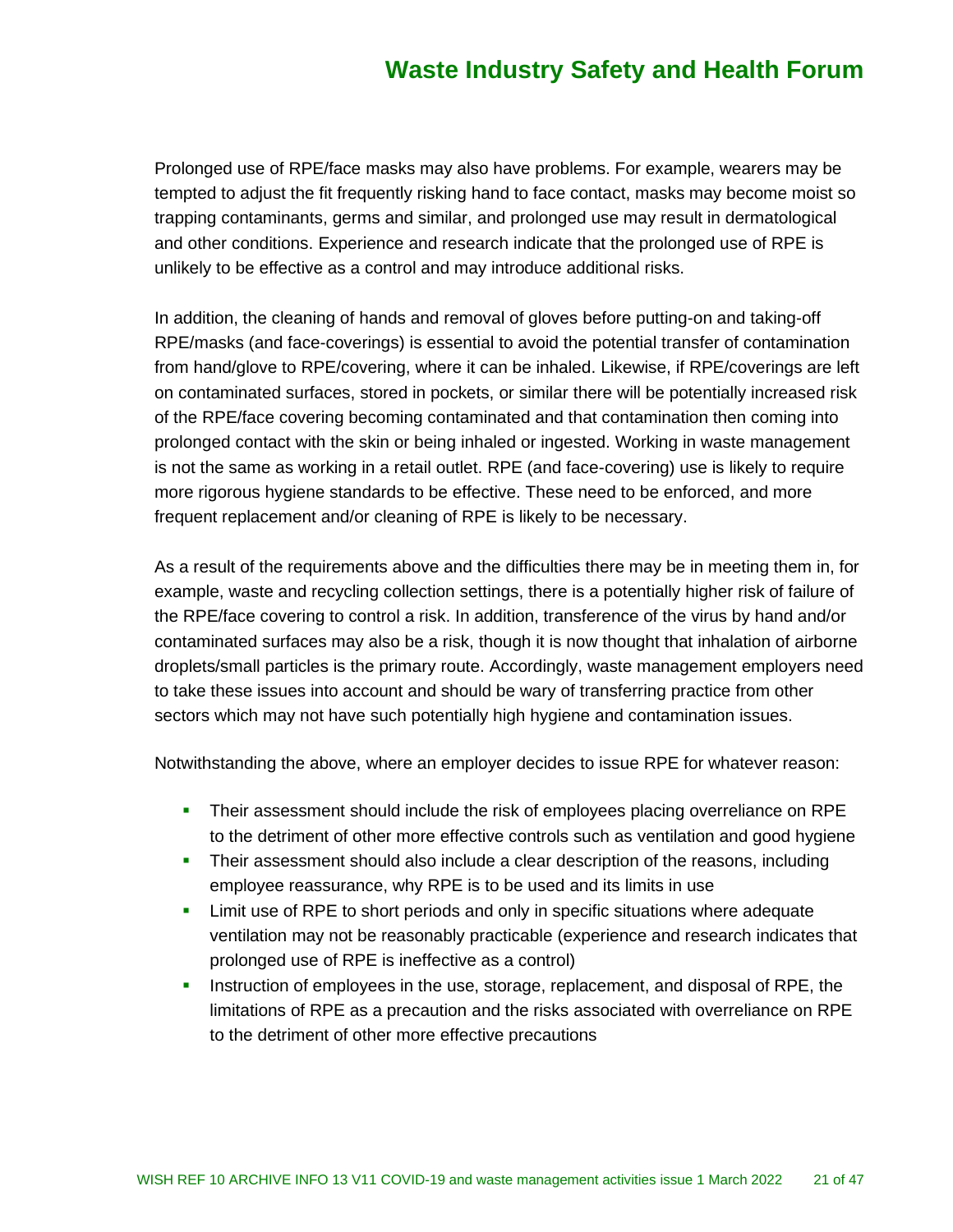Prolonged use of RPE/face masks may also have problems. For example, wearers may be tempted to adjust the fit frequently risking hand to face contact, masks may become moist so trapping contaminants, germs and similar, and prolonged use may result in dermatological and other conditions. Experience and research indicate that the prolonged use of RPE is unlikely to be effective as a control and may introduce additional risks.

In addition, the cleaning of hands and removal of gloves before putting-on and taking-off RPE/masks (and face-coverings) is essential to avoid the potential transfer of contamination from hand/glove to RPE/covering, where it can be inhaled. Likewise, if RPE/coverings are left on contaminated surfaces, stored in pockets, or similar there will be potentially increased risk of the RPE/face covering becoming contaminated and that contamination then coming into prolonged contact with the skin or being inhaled or ingested. Working in waste management is not the same as working in a retail outlet. RPE (and face-covering) use is likely to require more rigorous hygiene standards to be effective. These need to be enforced, and more frequent replacement and/or cleaning of RPE is likely to be necessary.

As a result of the requirements above and the difficulties there may be in meeting them in, for example, waste and recycling collection settings, there is a potentially higher risk of failure of the RPE/face covering to control a risk. In addition, transference of the virus by hand and/or contaminated surfaces may also be a risk, though it is now thought that inhalation of airborne droplets/small particles is the primary route. Accordingly, waste management employers need to take these issues into account and should be wary of transferring practice from other sectors which may not have such potentially high hygiene and contamination issues.

Notwithstanding the above, where an employer decides to issue RPE for whatever reason:

- Their assessment should include the risk of employees placing overreliance on RPE to the detriment of other more effective controls such as ventilation and good hygiene
- Their assessment should also include a clear description of the reasons, including employee reassurance, why RPE is to be used and its limits in use
- Limit use of RPE to short periods and only in specific situations where adequate ventilation may not be reasonably practicable (experience and research indicates that prolonged use of RPE is ineffective as a control)
- Instruction of employees in the use, storage, replacement, and disposal of RPE, the limitations of RPE as a precaution and the risks associated with overreliance on RPE to the detriment of other more effective precautions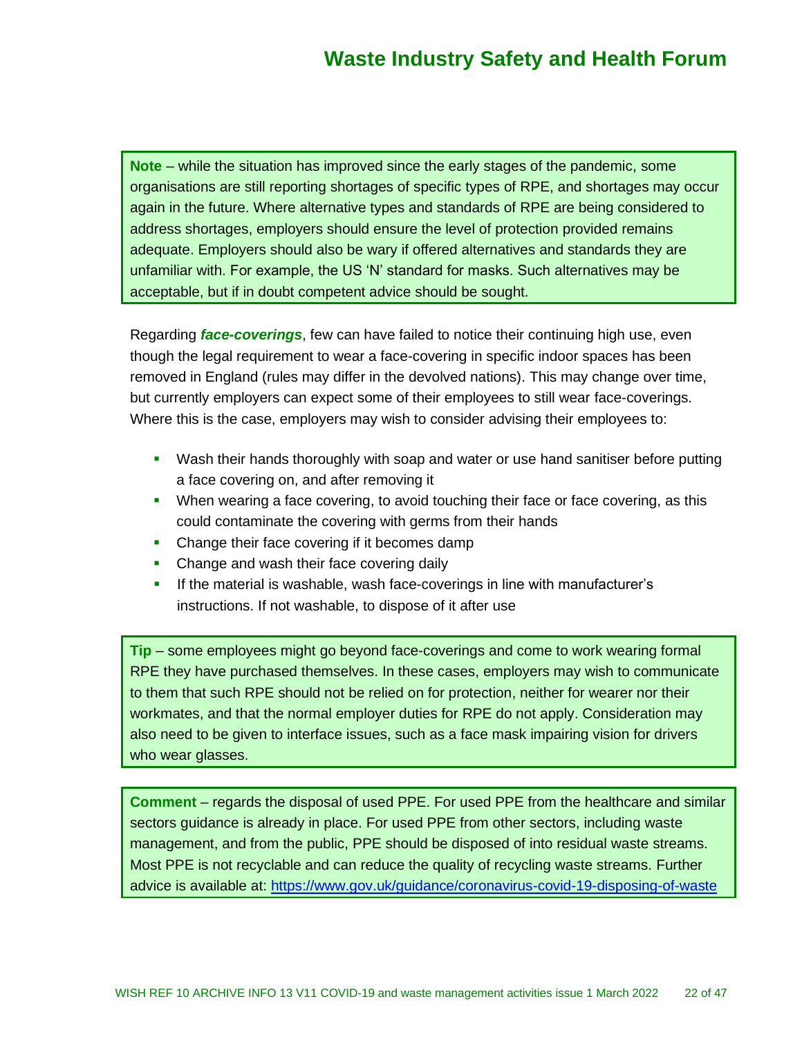**Note** – while the situation has improved since the early stages of the pandemic, some organisations are still reporting shortages of specific types of RPE, and shortages may occur again in the future. Where alternative types and standards of RPE are being considered to address shortages, employers should ensure the level of protection provided remains adequate. Employers should also be wary if offered alternatives and standards they are unfamiliar with. For example, the US 'N' standard for masks. Such alternatives may be acceptable, but if in doubt competent advice should be sought.

Regarding ***face-coverings***, few can have failed to notice their continuing high use, even though the legal requirement to wear a face-covering in specific indoor spaces has been removed in England (rules may differ in the devolved nations). This may change over time, but currently employers can expect some of their employees to still wear face-coverings. Where this is the case, employers may wish to consider advising their employees to:

- Wash their hands thoroughly with soap and water or use hand sanitiser before putting a face covering on, and after removing it
- When wearing a face covering, to avoid touching their face or face covering, as this could contaminate the covering with germs from their hands
- Change their face covering if it becomes damp
- Change and wash their face covering daily
- If the material is washable, wash face-coverings in line with manufacturer's instructions. If not washable, to dispose of it after use

**Tip** – some employees might go beyond face-coverings and come to work wearing formal RPE they have purchased themselves. In these cases, employers may wish to communicate to them that such RPE should not be relied on for protection, neither for wearer nor their workmates, and that the normal employer duties for RPE do not apply. Consideration may also need to be given to interface issues, such as a face mask impairing vision for drivers who wear glasses.

**Comment** – regards the disposal of used PPE. For used PPE from the healthcare and similar sectors guidance is already in place. For used PPE from other sectors, including waste management, and from the public, PPE should be disposed of into residual waste streams. Most PPE is not recyclable and can reduce the quality of recycling waste streams. Further advice is available at: https://www.gov.uk/guidance/coronavirus-covid-19-disposing-of-waste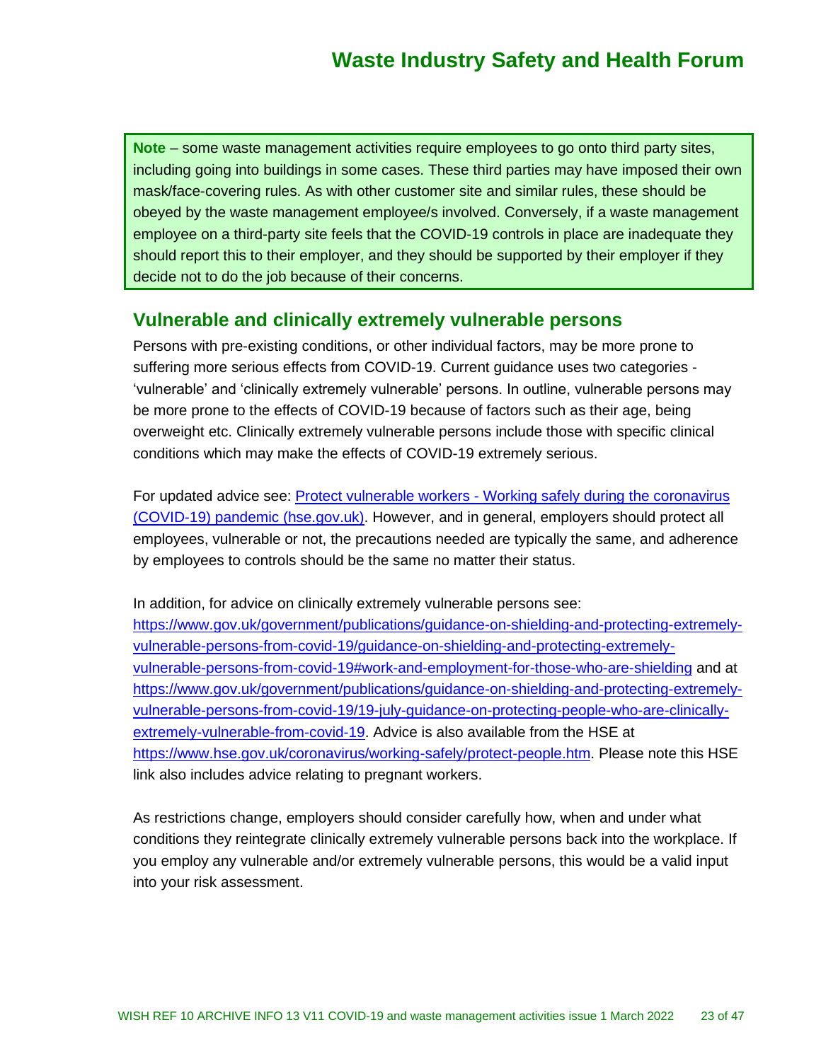**Note** – some waste management activities require employees to go onto third party sites, including going into buildings in some cases. These third parties may have imposed their own mask/face-covering rules. As with other customer site and similar rules, these should be obeyed by the waste management employee/s involved. Conversely, if a waste management employee on a third-party site feels that the COVID-19 controls in place are inadequate they should report this to their employer, and they should be supported by their employer if they decide not to do the job because of their concerns.

## Vulnerable and clinically extremely vulnerable persons

Persons with pre-existing conditions, or other individual factors, may be more prone to suffering more serious effects from COVID-19. Current guidance uses two categories - 'vulnerable' and 'clinically extremely vulnerable' persons. In outline, vulnerable persons may be more prone to the effects of COVID-19 because of factors such as their age, being overweight etc. Clinically extremely vulnerable persons include those with specific clinical conditions which may make the effects of COVID-19 extremely serious.

For updated advice see: [Protect vulnerable workers - Working safely during the coronavirus (COVID-19) pandemic (hse.gov.uk)](https://www.hse.gov.uk). However, and in general, employers should protect all employees, vulnerable or not, the precautions needed are typically the same, and adherence by employees to controls should be the same no matter their status.

In addition, for advice on clinically extremely vulnerable persons see: https://www.gov.uk/government/publications/guidance-on-shielding-and-protecting-extremely-vulnerable-persons-from-covid-19/guidance-on-shielding-and-protecting-extremely-vulnerable-persons-from-covid-19#work-and-employment-for-those-who-are-shielding and at https://www.gov.uk/government/publications/guidance-on-shielding-and-protecting-extremely-vulnerable-persons-from-covid-19/19-july-guidance-on-protecting-people-who-are-clinically-extremely-vulnerable-from-covid-19. Advice is also available from the HSE at https://www.hse.gov.uk/coronavirus/working-safely/protect-people.htm. Please note this HSE link also includes advice relating to pregnant workers.

As restrictions change, employers should consider carefully how, when and under what conditions they reintegrate clinically extremely vulnerable persons back into the workplace. If you employ any vulnerable and/or extremely vulnerable persons, this would be a valid input into your risk assessment.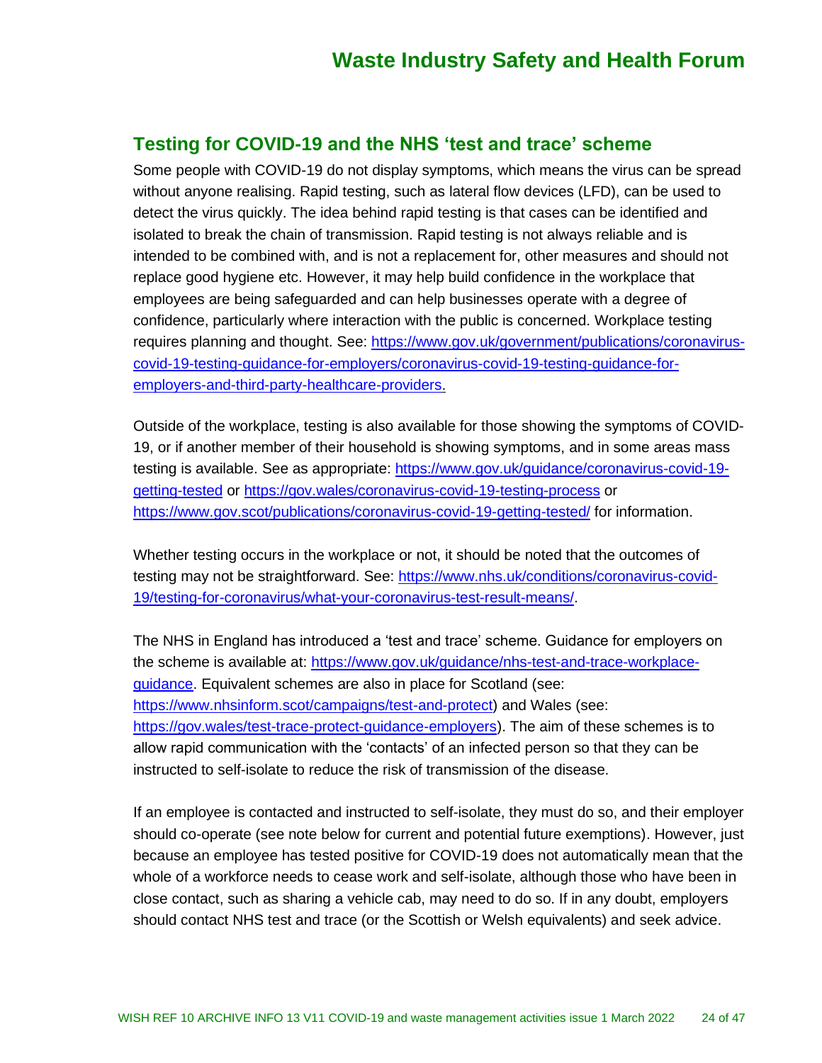## Testing for COVID-19 and the NHS 'test and trace' scheme

Some people with COVID-19 do not display symptoms, which means the virus can be spread without anyone realising. Rapid testing, such as lateral flow devices (LFD), can be used to detect the virus quickly. The idea behind rapid testing is that cases can be identified and isolated to break the chain of transmission. Rapid testing is not always reliable and is intended to be combined with, and is not a replacement for, other measures and should not replace good hygiene etc. However, it may help build confidence in the workplace that employees are being safeguarded and can help businesses operate with a degree of confidence, particularly where interaction with the public is concerned. Workplace testing requires planning and thought. See: [https://www.gov.uk/government/publications/coronavirus-covid-19-testing-guidance-for-employers/coronavirus-covid-19-testing-guidance-for-employers-and-third-party-healthcare-providers.](https://www.gov.uk/government/publications/coronavirus-covid-19-testing-guidance-for-employers/coronavirus-covid-19-testing-guidance-for-employers-and-third-party-healthcare-providers)

Outside of the workplace, testing is also available for those showing the symptoms of COVID-19, or if another member of their household is showing symptoms, and in some areas mass testing is available. See as appropriate: [https://www.gov.uk/guidance/coronavirus-covid-19-getting-tested](https://www.gov.uk/guidance/coronavirus-covid-19-getting-tested) or [https://gov.wales/coronavirus-covid-19-testing-process](https://gov.wales/coronavirus-covid-19-testing-process) or [https://www.gov.scot/publications/coronavirus-covid-19-getting-tested/](https://www.gov.scot/publications/coronavirus-covid-19-getting-tested/) for information.

Whether testing occurs in the workplace or not, it should be noted that the outcomes of testing may not be straightforward. See: [https://www.nhs.uk/conditions/coronavirus-covid-19/testing-for-coronavirus/what-your-coronavirus-test-result-means/](https://www.nhs.uk/conditions/coronavirus-covid-19/testing-for-coronavirus/what-your-coronavirus-test-result-means/).

The NHS in England has introduced a 'test and trace' scheme. Guidance for employers on the scheme is available at: [https://www.gov.uk/guidance/nhs-test-and-trace-workplace-guidance](https://www.gov.uk/guidance/nhs-test-and-trace-workplace-guidance). Equivalent schemes are also in place for Scotland (see: [https://www.nhsinform.scot/campaigns/test-and-protect](https://www.nhsinform.scot/campaigns/test-and-protect)) and Wales (see: [https://gov.wales/test-trace-protect-guidance-employers](https://gov.wales/test-trace-protect-guidance-employers)). The aim of these schemes is to allow rapid communication with the 'contacts' of an infected person so that they can be instructed to self-isolate to reduce the risk of transmission of the disease.

If an employee is contacted and instructed to self-isolate, they must do so, and their employer should co-operate (see note below for current and potential future exemptions). However, just because an employee has tested positive for COVID-19 does not automatically mean that the whole of a workforce needs to cease work and self-isolate, although those who have been in close contact, such as sharing a vehicle cab, may need to do so. If in any doubt, employers should contact NHS test and trace (or the Scottish or Welsh equivalents) and seek advice.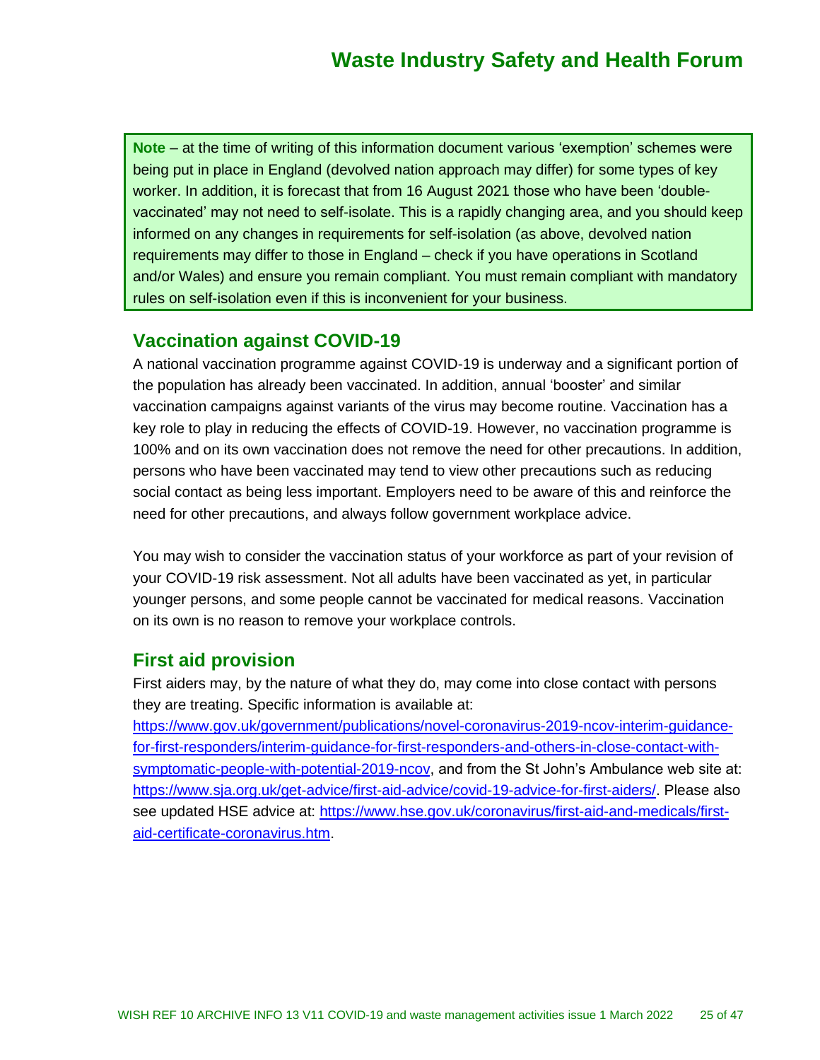**Note** – at the time of writing of this information document various 'exemption' schemes were being put in place in England (devolved nation approach may differ) for some types of key worker. In addition, it is forecast that from 16 August 2021 those who have been 'double-vaccinated' may not need to self-isolate. This is a rapidly changing area, and you should keep informed on any changes in requirements for self-isolation (as above, devolved nation requirements may differ to those in England – check if you have operations in Scotland and/or Wales) and ensure you remain compliant. You must remain compliant with mandatory rules on self-isolation even if this is inconvenient for your business.

## Vaccination against COVID-19

A national vaccination programme against COVID-19 is underway and a significant portion of the population has already been vaccinated. In addition, annual 'booster' and similar vaccination campaigns against variants of the virus may become routine. Vaccination has a key role to play in reducing the effects of COVID-19. However, no vaccination programme is 100% and on its own vaccination does not remove the need for other precautions. In addition, persons who have been vaccinated may tend to view other precautions such as reducing social contact as being less important. Employers need to be aware of this and reinforce the need for other precautions, and always follow government workplace advice.

You may wish to consider the vaccination status of your workforce as part of your revision of your COVID-19 risk assessment. Not all adults have been vaccinated as yet, in particular younger persons, and some people cannot be vaccinated for medical reasons. Vaccination on its own is no reason to remove your workplace controls.

## First aid provision

First aiders may, by the nature of what they do, may come into close contact with persons they are treating. Specific information is available at: [https://www.gov.uk/government/publications/novel-coronavirus-2019-ncov-interim-guidance-for-first-responders/interim-guidance-for-first-responders-and-others-in-close-contact-with-symptomatic-people-with-potential-2019-ncov](https://www.gov.uk/government/publications/novel-coronavirus-2019-ncov-interim-guidance-for-first-responders/interim-guidance-for-first-responders-and-others-in-close-contact-with-symptomatic-people-with-potential-2019-ncov), and from the St John's Ambulance web site at: [https://www.sja.org.uk/get-advice/first-aid-advice/covid-19-advice-for-first-aiders/](https://www.sja.org.uk/get-advice/first-aid-advice/covid-19-advice-for-first-aiders/). Please also see updated HSE advice at: [https://www.hse.gov.uk/coronavirus/first-aid-and-medicals/first-aid-certificate-coronavirus.htm](https://www.hse.gov.uk/coronavirus/first-aid-and-medicals/first-aid-certificate-coronavirus.htm).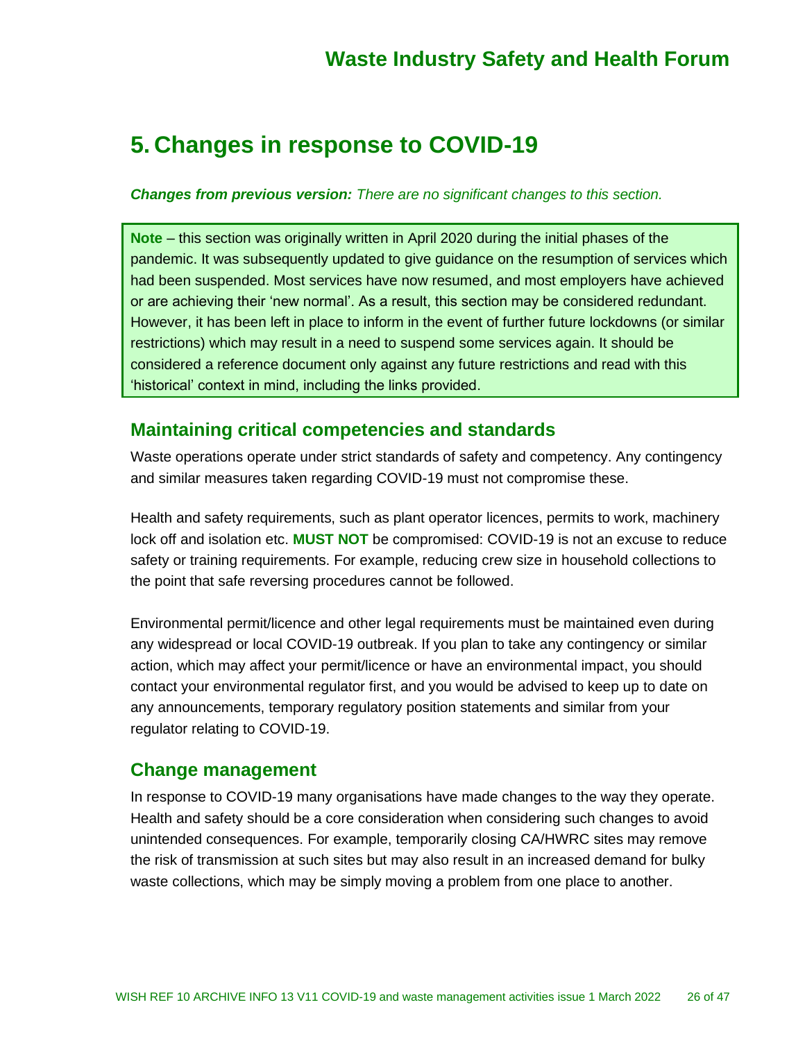# 5. Changes in response to COVID-19

***Changes from previous version:*** *There are no significant changes to this section.*

**Note** – this section was originally written in April 2020 during the initial phases of the pandemic. It was subsequently updated to give guidance on the resumption of services which had been suspended. Most services have now resumed, and most employers have achieved or are achieving their 'new normal'. As a result, this section may be considered redundant. However, it has been left in place to inform in the event of further future lockdowns (or similar restrictions) which may result in a need to suspend some services again. It should be considered a reference document only against any future restrictions and read with this 'historical' context in mind, including the links provided.

## Maintaining critical competencies and standards

Waste operations operate under strict standards of safety and competency. Any contingency and similar measures taken regarding COVID-19 must not compromise these.

Health and safety requirements, such as plant operator licences, permits to work, machinery lock off and isolation etc. **MUST NOT** be compromised: COVID-19 is not an excuse to reduce safety or training requirements. For example, reducing crew size in household collections to the point that safe reversing procedures cannot be followed.

Environmental permit/licence and other legal requirements must be maintained even during any widespread or local COVID-19 outbreak. If you plan to take any contingency or similar action, which may affect your permit/licence or have an environmental impact, you should contact your environmental regulator first, and you would be advised to keep up to date on any announcements, temporary regulatory position statements and similar from your regulator relating to COVID-19.

## Change management

In response to COVID-19 many organisations have made changes to the way they operate. Health and safety should be a core consideration when considering such changes to avoid unintended consequences. For example, temporarily closing CA/HWRC sites may remove the risk of transmission at such sites but may also result in an increased demand for bulky waste collections, which may be simply moving a problem from one place to another.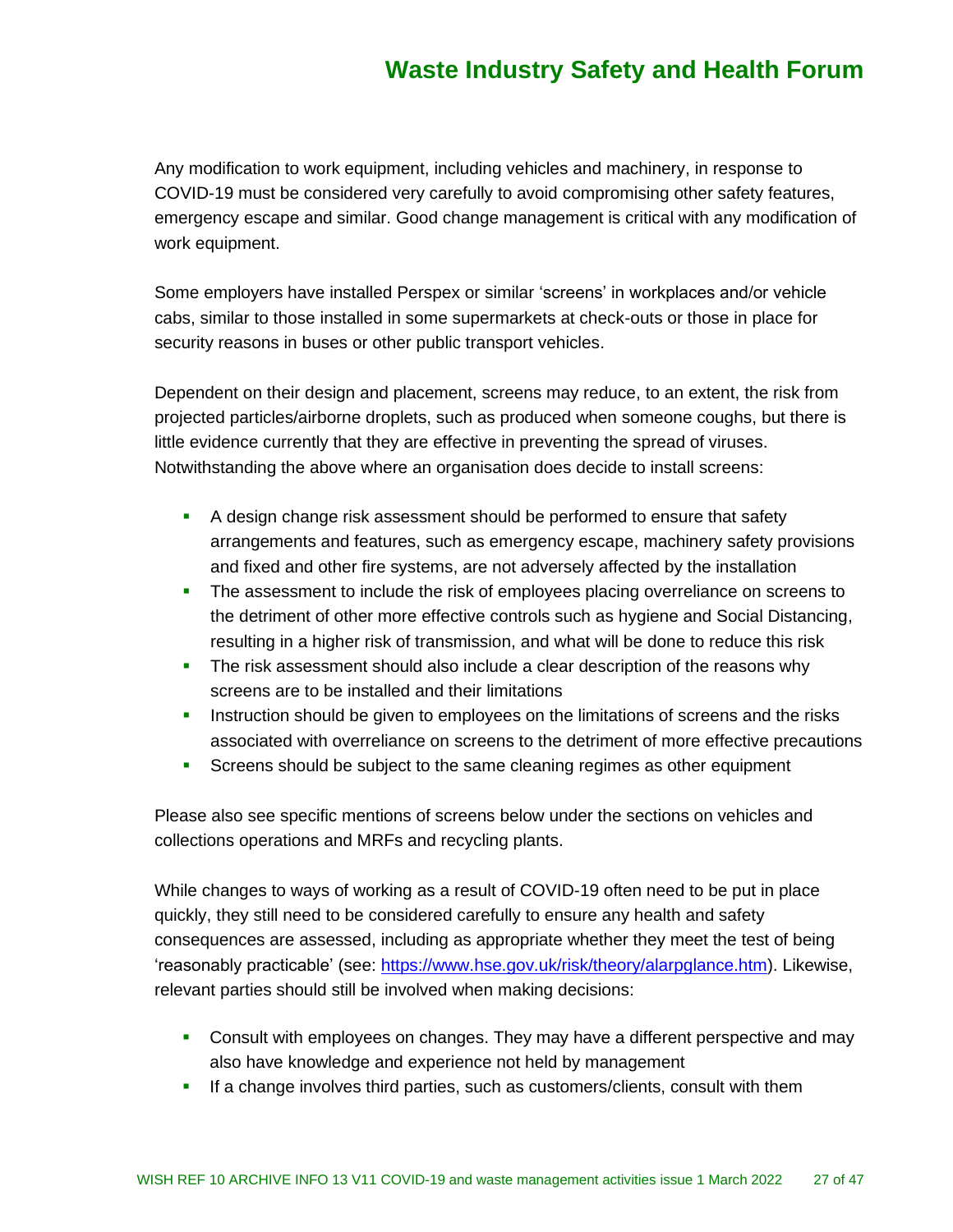Any modification to work equipment, including vehicles and machinery, in response to COVID-19 must be considered very carefully to avoid compromising other safety features, emergency escape and similar. Good change management is critical with any modification of work equipment.

Some employers have installed Perspex or similar 'screens' in workplaces and/or vehicle cabs, similar to those installed in some supermarkets at check-outs or those in place for security reasons in buses or other public transport vehicles.

Dependent on their design and placement, screens may reduce, to an extent, the risk from projected particles/airborne droplets, such as produced when someone coughs, but there is little evidence currently that they are effective in preventing the spread of viruses. Notwithstanding the above where an organisation does decide to install screens:

- A design change risk assessment should be performed to ensure that safety arrangements and features, such as emergency escape, machinery safety provisions and fixed and other fire systems, are not adversely affected by the installation
- The assessment to include the risk of employees placing overreliance on screens to the detriment of other more effective controls such as hygiene and Social Distancing, resulting in a higher risk of transmission, and what will be done to reduce this risk
- The risk assessment should also include a clear description of the reasons why screens are to be installed and their limitations
- Instruction should be given to employees on the limitations of screens and the risks associated with overreliance on screens to the detriment of more effective precautions
- Screens should be subject to the same cleaning regimes as other equipment

Please also see specific mentions of screens below under the sections on vehicles and collections operations and MRFs and recycling plants.

While changes to ways of working as a result of COVID-19 often need to be put in place quickly, they still need to be considered carefully to ensure any health and safety consequences are assessed, including as appropriate whether they meet the test of being 'reasonably practicable' (see: [https://www.hse.gov.uk/risk/theory/alarpglance.htm](https://www.hse.gov.uk/risk/theory/alarpglance.htm)). Likewise, relevant parties should still be involved when making decisions:

- Consult with employees on changes. They may have a different perspective and may also have knowledge and experience not held by management
- If a change involves third parties, such as customers/clients, consult with them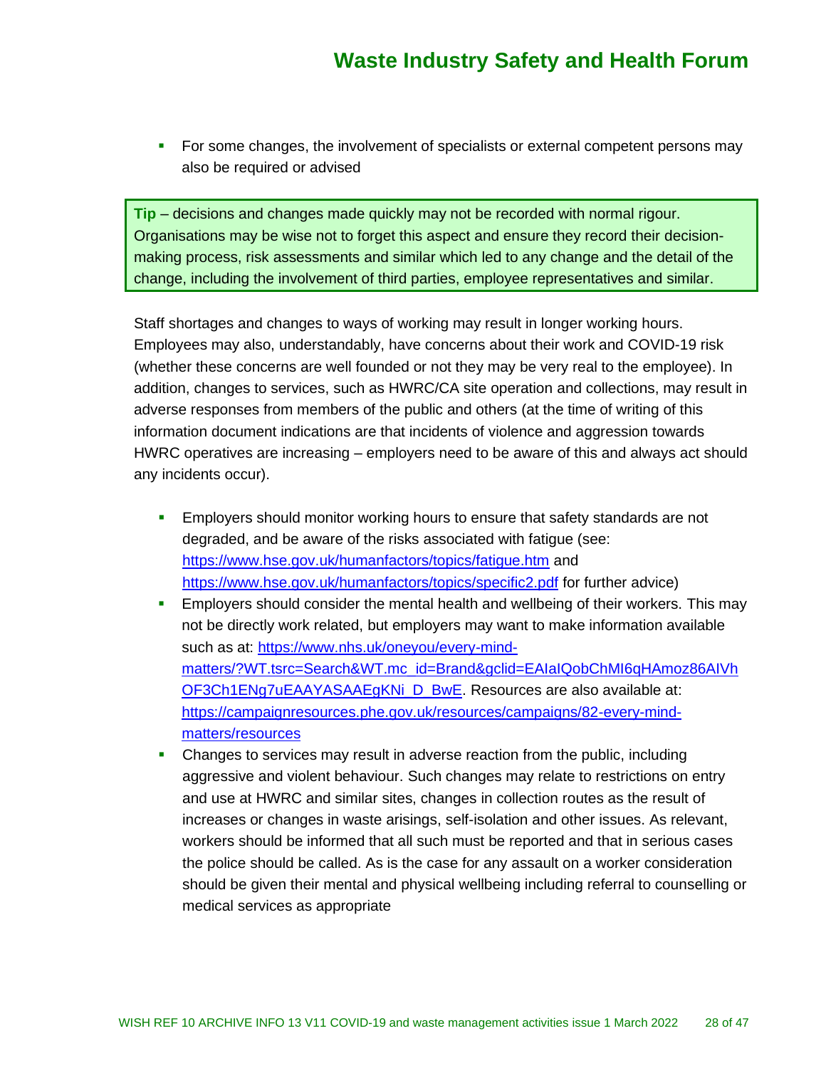- For some changes, the involvement of specialists or external competent persons may also be required or advised

> **Tip** – decisions and changes made quickly may not be recorded with normal rigour. Organisations may be wise not to forget this aspect and ensure they record their decision-making process, risk assessments and similar which led to any change and the detail of the change, including the involvement of third parties, employee representatives and similar.

Staff shortages and changes to ways of working may result in longer working hours. Employees may also, understandably, have concerns about their work and COVID-19 risk (whether these concerns are well founded or not they may be very real to the employee). In addition, changes to services, such as HWRC/CA site operation and collections, may result in adverse responses from members of the public and others (at the time of writing of this information document indications are that incidents of violence and aggression towards HWRC operatives are increasing – employers need to be aware of this and always act should any incidents occur).

- Employers should monitor working hours to ensure that safety standards are not degraded, and be aware of the risks associated with fatigue (see: https://www.hse.gov.uk/humanfactors/topics/fatigue.htm and https://www.hse.gov.uk/humanfactors/topics/specific2.pdf for further advice)
- Employers should consider the mental health and wellbeing of their workers. This may not be directly work related, but employers may want to make information available such as at: https://www.nhs.uk/oneyou/every-mind-matters/?WT.tsrc=Search&WT.mc_id=Brand&gclid=EAIaIQobChMI6qHAmoz86AIVhOF3Ch1ENg7uEAAYASAAEgKNi_D_BwE. Resources are also available at: https://campaignresources.phe.gov.uk/resources/campaigns/82-every-mind-matters/resources
- Changes to services may result in adverse reaction from the public, including aggressive and violent behaviour. Such changes may relate to restrictions on entry and use at HWRC and similar sites, changes in collection routes as the result of increases or changes in waste arisings, self-isolation and other issues. As relevant, workers should be informed that all such must be reported and that in serious cases the police should be called. As is the case for any assault on a worker consideration should be given their mental and physical wellbeing including referral to counselling or medical services as appropriate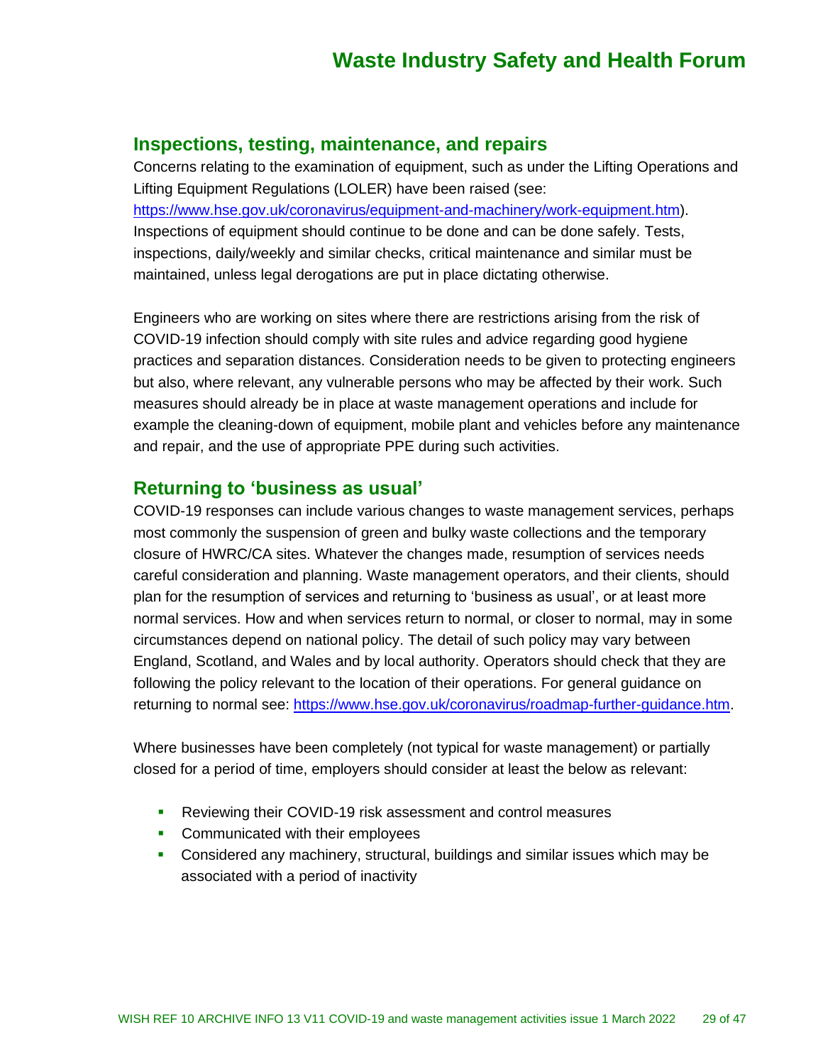## Inspections, testing, maintenance, and repairs

Concerns relating to the examination of equipment, such as under the Lifting Operations and Lifting Equipment Regulations (LOLER) have been raised (see: https://www.hse.gov.uk/coronavirus/equipment-and-machinery/work-equipment.htm). Inspections of equipment should continue to be done and can be done safely. Tests, inspections, daily/weekly and similar checks, critical maintenance and similar must be maintained, unless legal derogations are put in place dictating otherwise.

Engineers who are working on sites where there are restrictions arising from the risk of COVID-19 infection should comply with site rules and advice regarding good hygiene practices and separation distances. Consideration needs to be given to protecting engineers but also, where relevant, any vulnerable persons who may be affected by their work. Such measures should already be in place at waste management operations and include for example the cleaning-down of equipment, mobile plant and vehicles before any maintenance and repair, and the use of appropriate PPE during such activities.

## Returning to 'business as usual'

COVID-19 responses can include various changes to waste management services, perhaps most commonly the suspension of green and bulky waste collections and the temporary closure of HWRC/CA sites. Whatever the changes made, resumption of services needs careful consideration and planning. Waste management operators, and their clients, should plan for the resumption of services and returning to 'business as usual', or at least more normal services. How and when services return to normal, or closer to normal, may in some circumstances depend on national policy. The detail of such policy may vary between England, Scotland, and Wales and by local authority. Operators should check that they are following the policy relevant to the location of their operations. For general guidance on returning to normal see: https://www.hse.gov.uk/coronavirus/roadmap-further-guidance.htm.

Where businesses have been completely (not typical for waste management) or partially closed for a period of time, employers should consider at least the below as relevant:

- Reviewing their COVID-19 risk assessment and control measures
- Communicated with their employees
- Considered any machinery, structural, buildings and similar issues which may be associated with a period of inactivity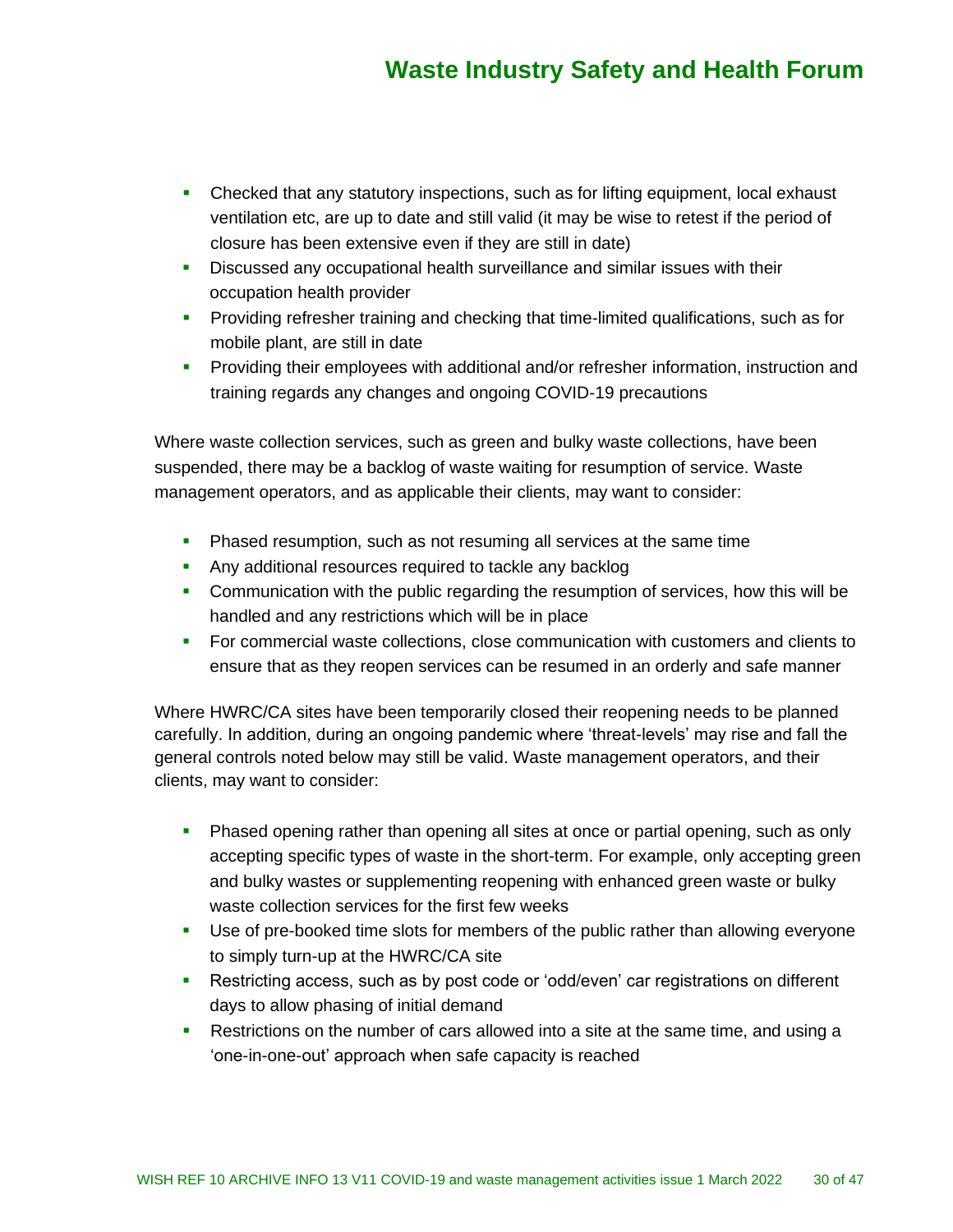- Checked that any statutory inspections, such as for lifting equipment, local exhaust ventilation etc, are up to date and still valid (it may be wise to retest if the period of closure has been extensive even if they are still in date)
- Discussed any occupational health surveillance and similar issues with their occupation health provider
- Providing refresher training and checking that time-limited qualifications, such as for mobile plant, are still in date
- Providing their employees with additional and/or refresher information, instruction and training regards any changes and ongoing COVID-19 precautions

Where waste collection services, such as green and bulky waste collections, have been suspended, there may be a backlog of waste waiting for resumption of service. Waste management operators, and as applicable their clients, may want to consider:

- Phased resumption, such as not resuming all services at the same time
- Any additional resources required to tackle any backlog
- Communication with the public regarding the resumption of services, how this will be handled and any restrictions which will be in place
- For commercial waste collections, close communication with customers and clients to ensure that as they reopen services can be resumed in an orderly and safe manner

Where HWRC/CA sites have been temporarily closed their reopening needs to be planned carefully. In addition, during an ongoing pandemic where 'threat-levels' may rise and fall the general controls noted below may still be valid. Waste management operators, and their clients, may want to consider:

- Phased opening rather than opening all sites at once or partial opening, such as only accepting specific types of waste in the short-term. For example, only accepting green and bulky wastes or supplementing reopening with enhanced green waste or bulky waste collection services for the first few weeks
- Use of pre-booked time slots for members of the public rather than allowing everyone to simply turn-up at the HWRC/CA site
- Restricting access, such as by post code or 'odd/even' car registrations on different days to allow phasing of initial demand
- Restrictions on the number of cars allowed into a site at the same time, and using a 'one-in-one-out' approach when safe capacity is reached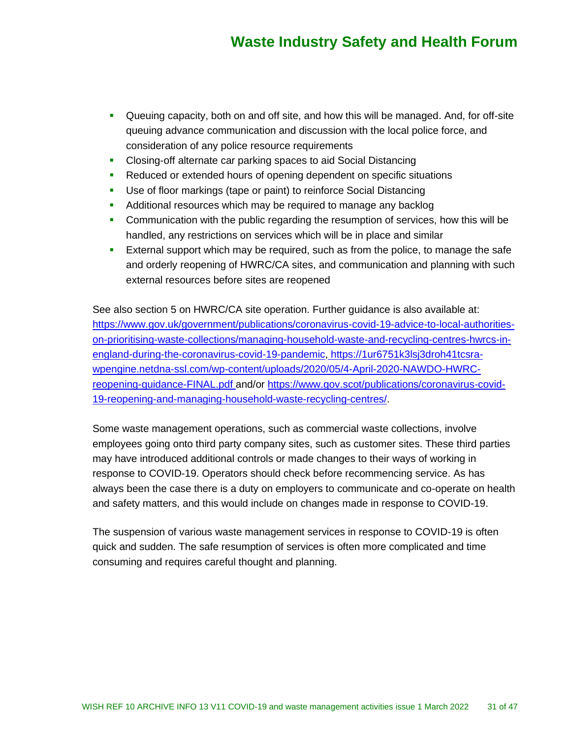- Queuing capacity, both on and off site, and how this will be managed. And, for off-site queuing advance communication and discussion with the local police force, and consideration of any police resource requirements
- Closing-off alternate car parking spaces to aid Social Distancing
- Reduced or extended hours of opening dependent on specific situations
- Use of floor markings (tape or paint) to reinforce Social Distancing
- Additional resources which may be required to manage any backlog
- Communication with the public regarding the resumption of services, how this will be handled, any restrictions on services which will be in place and similar
- External support which may be required, such as from the police, to manage the safe and orderly reopening of HWRC/CA sites, and communication and planning with such external resources before sites are reopened

See also section 5 on HWRC/CA site operation. Further guidance is also available at: https://www.gov.uk/government/publications/coronavirus-covid-19-advice-to-local-authorities-on-prioritising-waste-collections/managing-household-waste-and-recycling-centres-hwrcs-in-england-during-the-coronavirus-covid-19-pandemic, https://1ur6751k3lsj3droh41tcsra-wpengine.netdna-ssl.com/wp-content/uploads/2020/05/4-April-2020-NAWDO-HWRC-reopening-guidance-FINAL.pdf and/or https://www.gov.scot/publications/coronavirus-covid-19-reopening-and-managing-household-waste-recycling-centres/.

Some waste management operations, such as commercial waste collections, involve employees going onto third party company sites, such as customer sites. These third parties may have introduced additional controls or made changes to their ways of working in response to COVID-19. Operators should check before recommencing service. As has always been the case there is a duty on employers to communicate and co-operate on health and safety matters, and this would include on changes made in response to COVID-19.

The suspension of various waste management services in response to COVID-19 is often quick and sudden. The safe resumption of services is often more complicated and time consuming and requires careful thought and planning.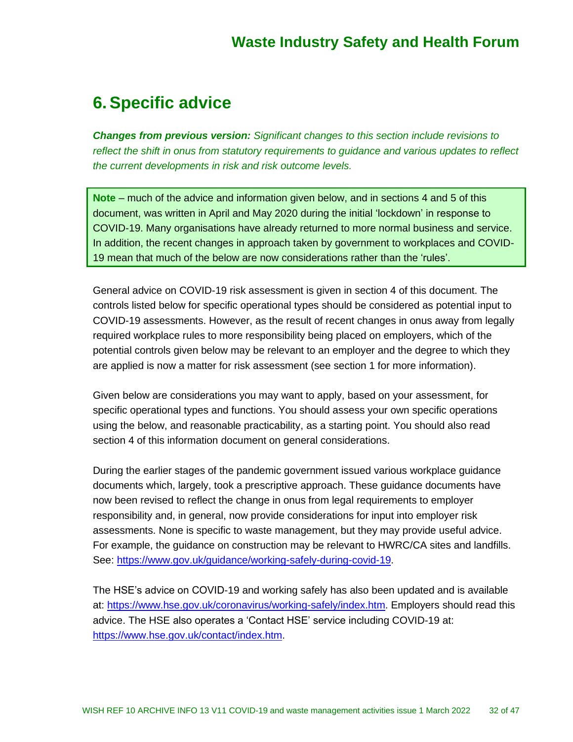# 6. Specific advice

***Changes from previous version:*** *Significant changes to this section include revisions to reflect the shift in onus from statutory requirements to guidance and various updates to reflect the current developments in risk and risk outcome levels.*

> **Note** – much of the advice and information given below, and in sections 4 and 5 of this document, was written in April and May 2020 during the initial 'lockdown' in response to COVID-19. Many organisations have already returned to more normal business and service. In addition, the recent changes in approach taken by government to workplaces and COVID-19 mean that much of the below are now considerations rather than the 'rules'.

General advice on COVID-19 risk assessment is given in section 4 of this document. The controls listed below for specific operational types should be considered as potential input to COVID-19 assessments. However, as the result of recent changes in onus away from legally required workplace rules to more responsibility being placed on employers, which of the potential controls given below may be relevant to an employer and the degree to which they are applied is now a matter for risk assessment (see section 1 for more information).

Given below are considerations you may want to apply, based on your assessment, for specific operational types and functions. You should assess your own specific operations using the below, and reasonable practicability, as a starting point. You should also read section 4 of this information document on general considerations.

During the earlier stages of the pandemic government issued various workplace guidance documents which, largely, took a prescriptive approach. These guidance documents have now been revised to reflect the change in onus from legal requirements to employer responsibility and, in general, now provide considerations for input into employer risk assessments. None is specific to waste management, but they may provide useful advice. For example, the guidance on construction may be relevant to HWRC/CA sites and landfills. See: [https://www.gov.uk/guidance/working-safely-during-covid-19](https://www.gov.uk/guidance/working-safely-during-covid-19).

The HSE's advice on COVID-19 and working safely has also been updated and is available at: [https://www.hse.gov.uk/coronavirus/working-safely/index.htm](https://www.hse.gov.uk/coronavirus/working-safely/index.htm). Employers should read this advice. The HSE also operates a 'Contact HSE' service including COVID-19 at: [https://www.hse.gov.uk/contact/index.htm](https://www.hse.gov.uk/contact/index.htm).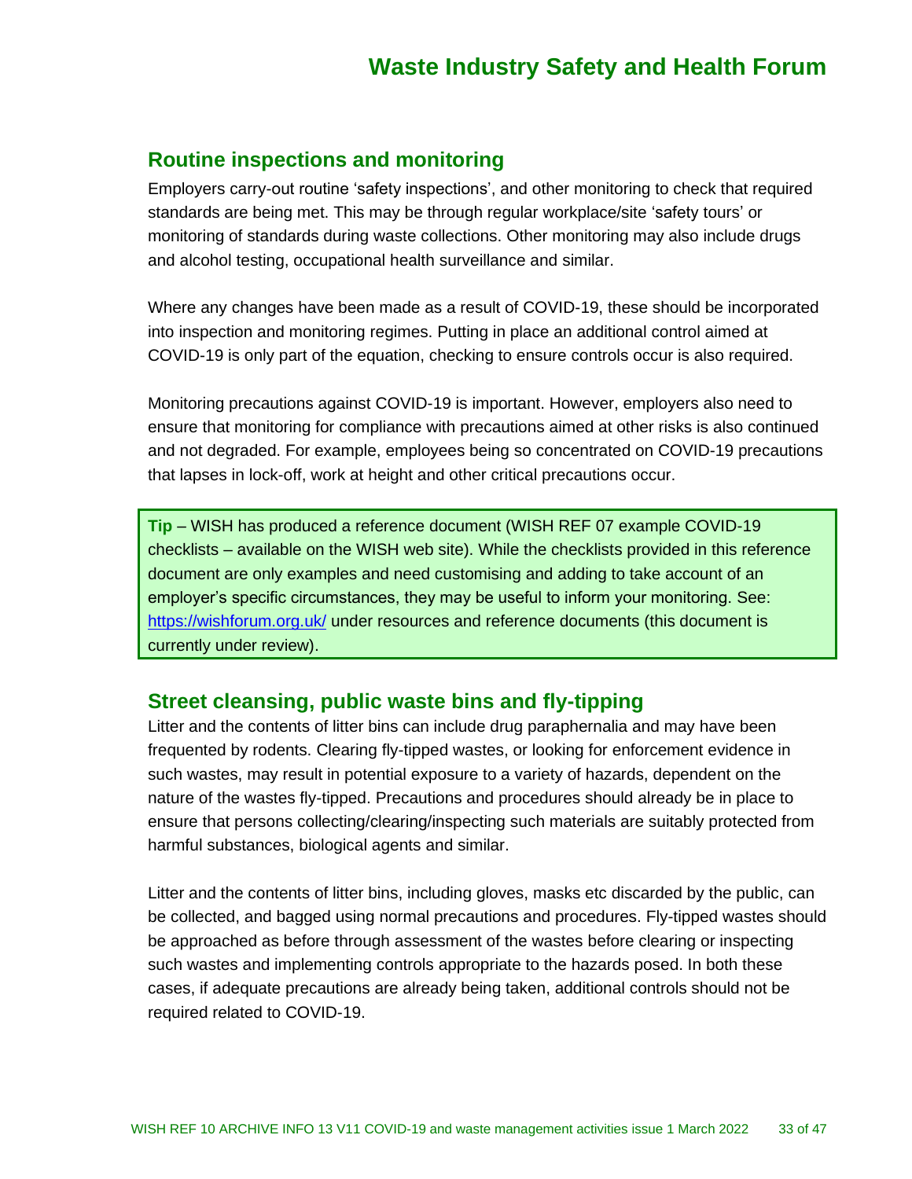## Routine inspections and monitoring

Employers carry-out routine 'safety inspections', and other monitoring to check that required standards are being met. This may be through regular workplace/site 'safety tours' or monitoring of standards during waste collections. Other monitoring may also include drugs and alcohol testing, occupational health surveillance and similar.

Where any changes have been made as a result of COVID-19, these should be incorporated into inspection and monitoring regimes. Putting in place an additional control aimed at COVID-19 is only part of the equation, checking to ensure controls occur is also required.

Monitoring precautions against COVID-19 is important. However, employers also need to ensure that monitoring for compliance with precautions aimed at other risks is also continued and not degraded. For example, employees being so concentrated on COVID-19 precautions that lapses in lock-off, work at height and other critical precautions occur.

> **Tip** – WISH has produced a reference document (WISH REF 07 example COVID-19 checklists – available on the WISH web site). While the checklists provided in this reference document are only examples and need customising and adding to take account of an employer's specific circumstances, they may be useful to inform your monitoring. See: https://wishforum.org.uk/ under resources and reference documents (this document is currently under review).

## Street cleansing, public waste bins and fly-tipping

Litter and the contents of litter bins can include drug paraphernalia and may have been frequented by rodents. Clearing fly-tipped wastes, or looking for enforcement evidence in such wastes, may result in potential exposure to a variety of hazards, dependent on the nature of the wastes fly-tipped. Precautions and procedures should already be in place to ensure that persons collecting/clearing/inspecting such materials are suitably protected from harmful substances, biological agents and similar.

Litter and the contents of litter bins, including gloves, masks etc discarded by the public, can be collected, and bagged using normal precautions and procedures. Fly-tipped wastes should be approached as before through assessment of the wastes before clearing or inspecting such wastes and implementing controls appropriate to the hazards posed. In both these cases, if adequate precautions are already being taken, additional controls should not be required related to COVID-19.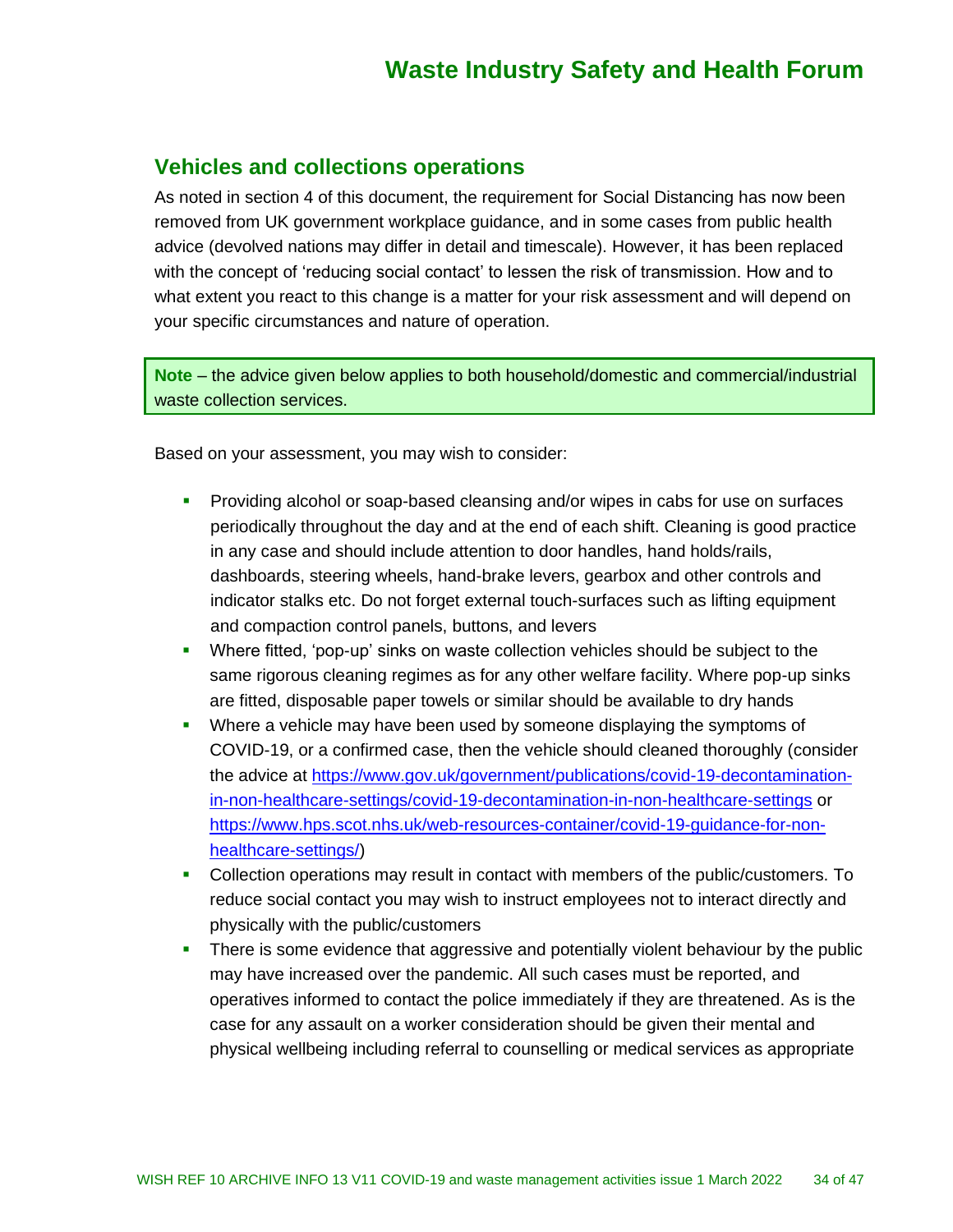## Vehicles and collections operations

As noted in section 4 of this document, the requirement for Social Distancing has now been removed from UK government workplace guidance, and in some cases from public health advice (devolved nations may differ in detail and timescale). However, it has been replaced with the concept of 'reducing social contact' to lessen the risk of transmission. How and to what extent you react to this change is a matter for your risk assessment and will depend on your specific circumstances and nature of operation.

> **Note** – the advice given below applies to both household/domestic and commercial/industrial waste collection services.

Based on your assessment, you may wish to consider:

- Providing alcohol or soap-based cleansing and/or wipes in cabs for use on surfaces periodically throughout the day and at the end of each shift. Cleaning is good practice in any case and should include attention to door handles, hand holds/rails, dashboards, steering wheels, hand-brake levers, gearbox and other controls and indicator stalks etc. Do not forget external touch-surfaces such as lifting equipment and compaction control panels, buttons, and levers
- Where fitted, 'pop-up' sinks on waste collection vehicles should be subject to the same rigorous cleaning regimes as for any other welfare facility. Where pop-up sinks are fitted, disposable paper towels or similar should be available to dry hands
- Where a vehicle may have been used by someone displaying the symptoms of COVID-19, or a confirmed case, then the vehicle should cleaned thoroughly (consider the advice at https://www.gov.uk/government/publications/covid-19-decontamination-in-non-healthcare-settings/covid-19-decontamination-in-non-healthcare-settings or https://www.hps.scot.nhs.uk/web-resources-container/covid-19-guidance-for-non-healthcare-settings/)
- Collection operations may result in contact with members of the public/customers. To reduce social contact you may wish to instruct employees not to interact directly and physically with the public/customers
- There is some evidence that aggressive and potentially violent behaviour by the public may have increased over the pandemic. All such cases must be reported, and operatives informed to contact the police immediately if they are threatened. As is the case for any assault on a worker consideration should be given their mental and physical wellbeing including referral to counselling or medical services as appropriate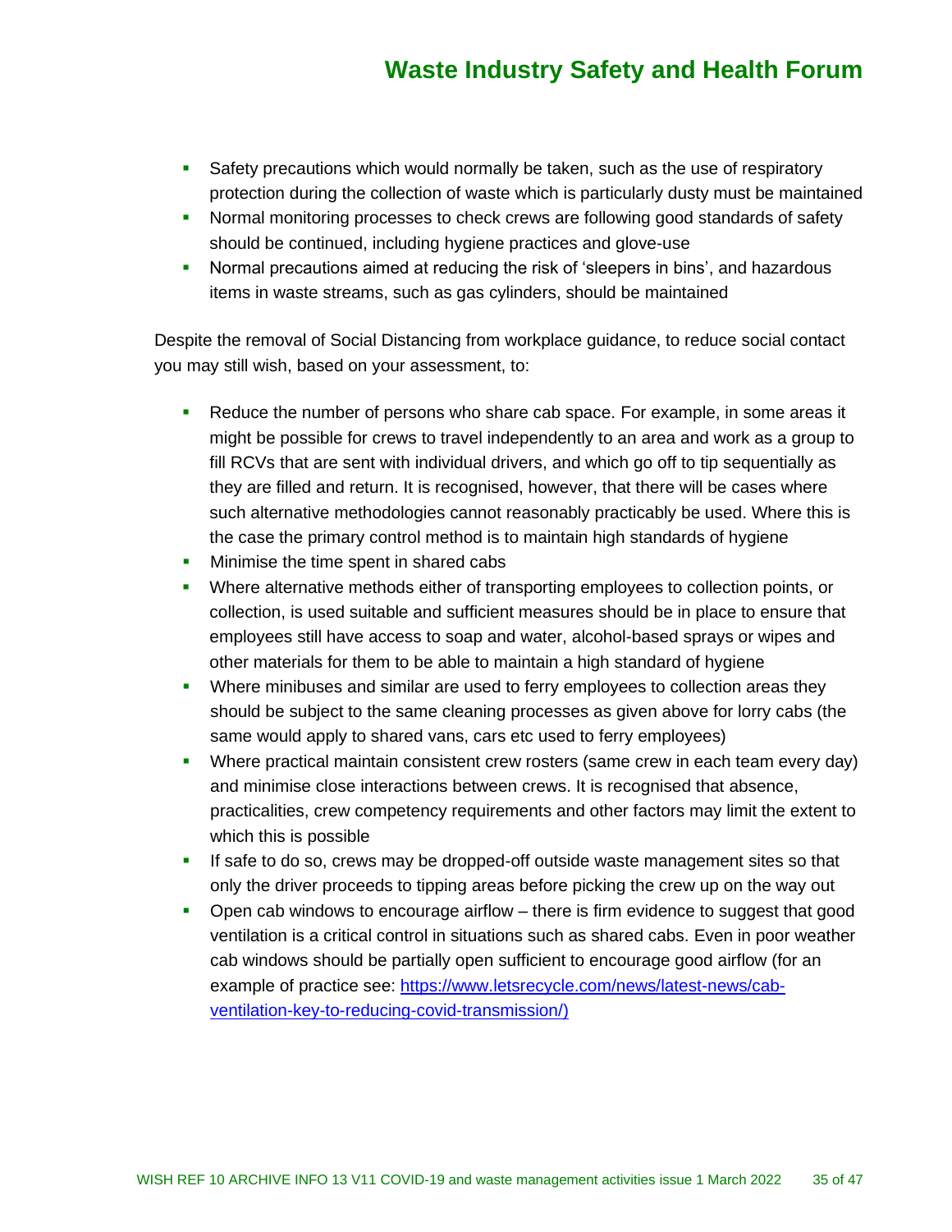- Safety precautions which would normally be taken, such as the use of respiratory protection during the collection of waste which is particularly dusty must be maintained
- Normal monitoring processes to check crews are following good standards of safety should be continued, including hygiene practices and glove-use
- Normal precautions aimed at reducing the risk of 'sleepers in bins', and hazardous items in waste streams, such as gas cylinders, should be maintained

Despite the removal of Social Distancing from workplace guidance, to reduce social contact you may still wish, based on your assessment, to:

- Reduce the number of persons who share cab space. For example, in some areas it might be possible for crews to travel independently to an area and work as a group to fill RCVs that are sent with individual drivers, and which go off to tip sequentially as they are filled and return. It is recognised, however, that there will be cases where such alternative methodologies cannot reasonably practicably be used. Where this is the case the primary control method is to maintain high standards of hygiene
- Minimise the time spent in shared cabs
- Where alternative methods either of transporting employees to collection points, or collection, is used suitable and sufficient measures should be in place to ensure that employees still have access to soap and water, alcohol-based sprays or wipes and other materials for them to be able to maintain a high standard of hygiene
- Where minibuses and similar are used to ferry employees to collection areas they should be subject to the same cleaning processes as given above for lorry cabs (the same would apply to shared vans, cars etc used to ferry employees)
- Where practical maintain consistent crew rosters (same crew in each team every day) and minimise close interactions between crews. It is recognised that absence, practicalities, crew competency requirements and other factors may limit the extent to which this is possible
- If safe to do so, crews may be dropped-off outside waste management sites so that only the driver proceeds to tipping areas before picking the crew up on the way out
- Open cab windows to encourage airflow – there is firm evidence to suggest that good ventilation is a critical control in situations such as shared cabs. Even in poor weather cab windows should be partially open sufficient to encourage good airflow (for an example of practice see: [https://www.letsrecycle.com/news/latest-news/cab-ventilation-key-to-reducing-covid-transmission/)](https://www.letsrecycle.com/news/latest-news/cab-ventilation-key-to-reducing-covid-transmission/)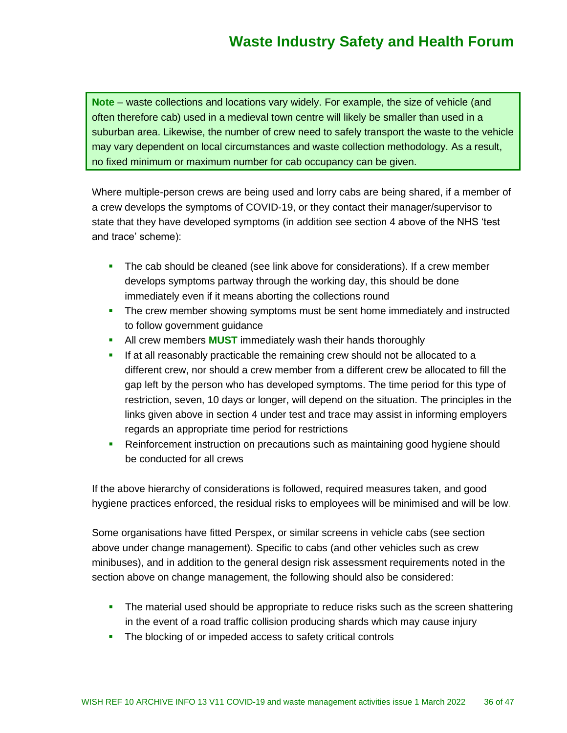**Note** – waste collections and locations vary widely. For example, the size of vehicle (and often therefore cab) used in a medieval town centre will likely be smaller than used in a suburban area. Likewise, the number of crew need to safely transport the waste to the vehicle may vary dependent on local circumstances and waste collection methodology. As a result, no fixed minimum or maximum number for cab occupancy can be given.

Where multiple-person crews are being used and lorry cabs are being shared, if a member of a crew develops the symptoms of COVID-19, or they contact their manager/supervisor to state that they have developed symptoms (in addition see section 4 above of the NHS 'test and trace' scheme):

- The cab should be cleaned (see link above for considerations). If a crew member develops symptoms partway through the working day, this should be done immediately even if it means aborting the collections round
- The crew member showing symptoms must be sent home immediately and instructed to follow government guidance
- All crew members **MUST** immediately wash their hands thoroughly
- If at all reasonably practicable the remaining crew should not be allocated to a different crew, nor should a crew member from a different crew be allocated to fill the gap left by the person who has developed symptoms. The time period for this type of restriction, seven, 10 days or longer, will depend on the situation. The principles in the links given above in section 4 under test and trace may assist in informing employers regards an appropriate time period for restrictions
- Reinforcement instruction on precautions such as maintaining good hygiene should be conducted for all crews

If the above hierarchy of considerations is followed, required measures taken, and good hygiene practices enforced, the residual risks to employees will be minimised and will be low.

Some organisations have fitted Perspex, or similar screens in vehicle cabs (see section above under change management). Specific to cabs (and other vehicles such as crew minibuses), and in addition to the general design risk assessment requirements noted in the section above on change management, the following should also be considered:

- The material used should be appropriate to reduce risks such as the screen shattering in the event of a road traffic collision producing shards which may cause injury
- The blocking of or impeded access to safety critical controls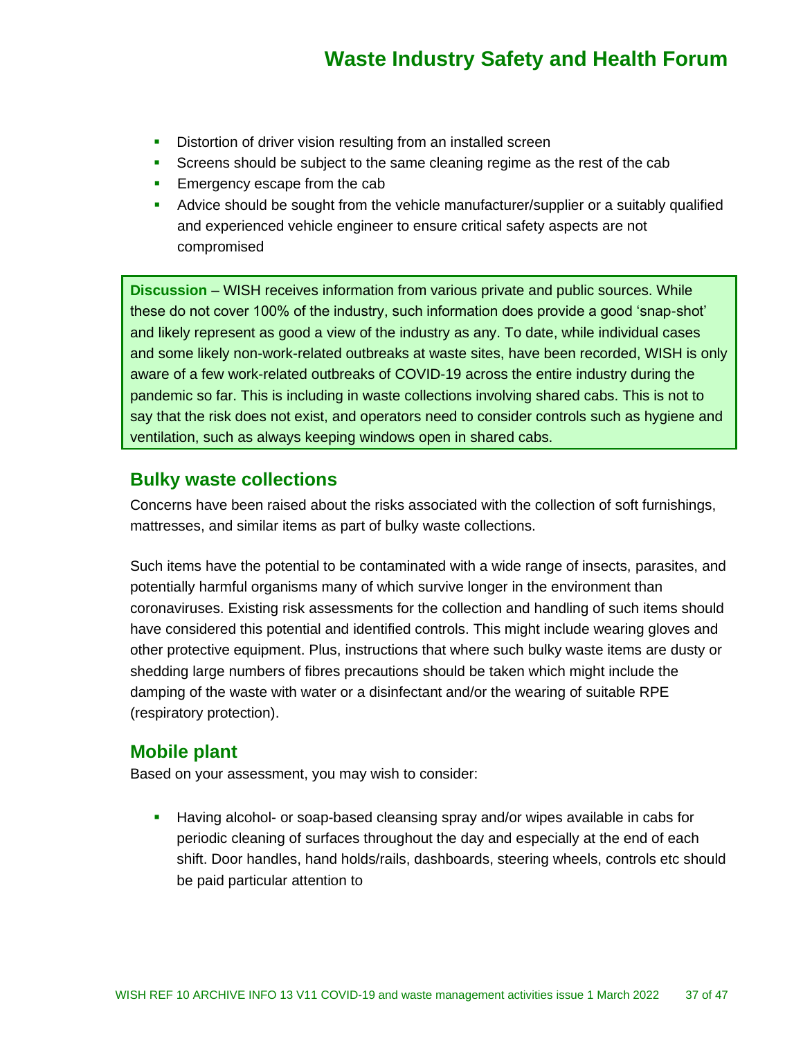- Distortion of driver vision resulting from an installed screen
- Screens should be subject to the same cleaning regime as the rest of the cab
- Emergency escape from the cab
- Advice should be sought from the vehicle manufacturer/supplier or a suitably qualified and experienced vehicle engineer to ensure critical safety aspects are not compromised

> **Discussion** – WISH receives information from various private and public sources. While these do not cover 100% of the industry, such information does provide a good 'snap-shot' and likely represent as good a view of the industry as any. To date, while individual cases and some likely non-work-related outbreaks at waste sites, have been recorded, WISH is only aware of a few work-related outbreaks of COVID-19 across the entire industry during the pandemic so far. This is including in waste collections involving shared cabs. This is not to say that the risk does not exist, and operators need to consider controls such as hygiene and ventilation, such as always keeping windows open in shared cabs.

## Bulky waste collections

Concerns have been raised about the risks associated with the collection of soft furnishings, mattresses, and similar items as part of bulky waste collections.

Such items have the potential to be contaminated with a wide range of insects, parasites, and potentially harmful organisms many of which survive longer in the environment than coronaviruses. Existing risk assessments for the collection and handling of such items should have considered this potential and identified controls. This might include wearing gloves and other protective equipment. Plus, instructions that where such bulky waste items are dusty or shedding large numbers of fibres precautions should be taken which might include the damping of the waste with water or a disinfectant and/or the wearing of suitable RPE (respiratory protection).

## Mobile plant

Based on your assessment, you may wish to consider:

- Having alcohol- or soap-based cleansing spray and/or wipes available in cabs for periodic cleaning of surfaces throughout the day and especially at the end of each shift. Door handles, hand holds/rails, dashboards, steering wheels, controls etc should be paid particular attention to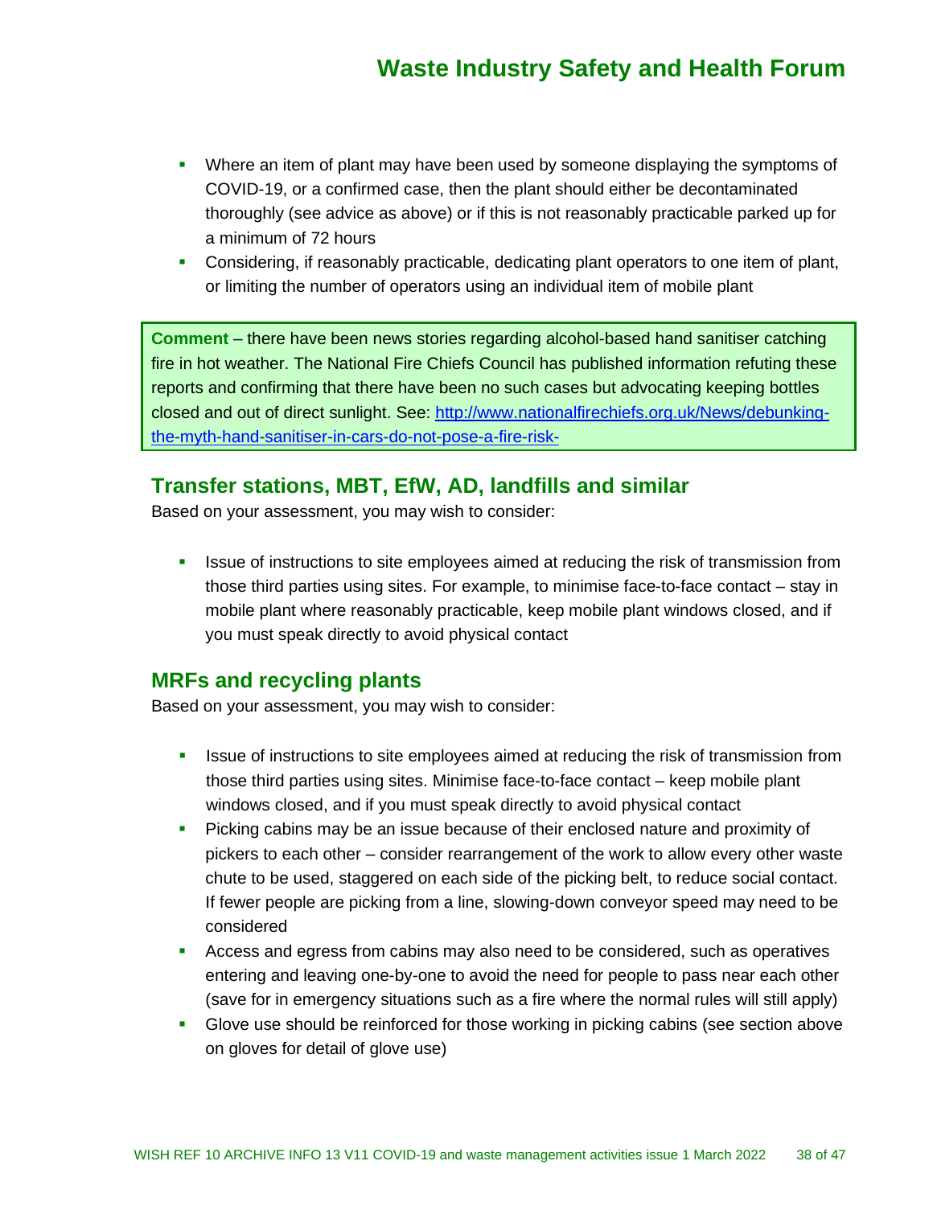- Where an item of plant may have been used by someone displaying the symptoms of COVID-19, or a confirmed case, then the plant should either be decontaminated thoroughly (see advice as above) or if this is not reasonably practicable parked up for a minimum of 72 hours
- Considering, if reasonably practicable, dedicating plant operators to one item of plant, or limiting the number of operators using an individual item of mobile plant

> **Comment** – there have been news stories regarding alcohol-based hand sanitiser catching fire in hot weather. The National Fire Chiefs Council has published information refuting these reports and confirming that there have been no such cases but advocating keeping bottles closed and out of direct sunlight. See: [http://www.nationalfirechiefs.org.uk/News/debunking-the-myth-hand-sanitiser-in-cars-do-not-pose-a-fire-risk-](http://www.nationalfirechiefs.org.uk/News/debunking-the-myth-hand-sanitiser-in-cars-do-not-pose-a-fire-risk-)

## Transfer stations, MBT, EfW, AD, landfills and similar

Based on your assessment, you may wish to consider:

- Issue of instructions to site employees aimed at reducing the risk of transmission from those third parties using sites. For example, to minimise face-to-face contact – stay in mobile plant where reasonably practicable, keep mobile plant windows closed, and if you must speak directly to avoid physical contact

## MRFs and recycling plants

Based on your assessment, you may wish to consider:

- Issue of instructions to site employees aimed at reducing the risk of transmission from those third parties using sites. Minimise face-to-face contact – keep mobile plant windows closed, and if you must speak directly to avoid physical contact
- Picking cabins may be an issue because of their enclosed nature and proximity of pickers to each other – consider rearrangement of the work to allow every other waste chute to be used, staggered on each side of the picking belt, to reduce social contact. If fewer people are picking from a line, slowing-down conveyor speed may need to be considered
- Access and egress from cabins may also need to be considered, such as operatives entering and leaving one-by-one to avoid the need for people to pass near each other (save for in emergency situations such as a fire where the normal rules will still apply)
- Glove use should be reinforced for those working in picking cabins (see section above on gloves for detail of glove use)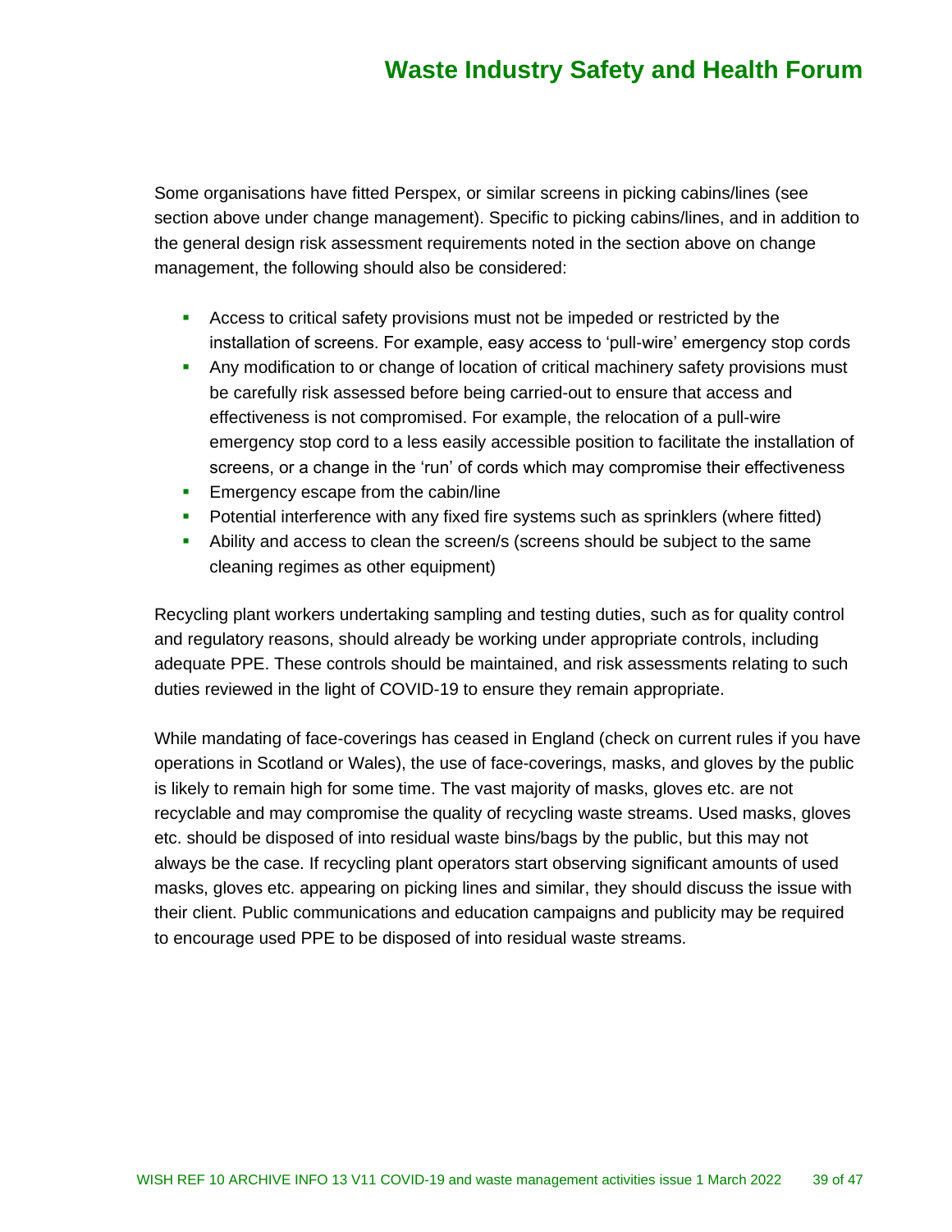Some organisations have fitted Perspex, or similar screens in picking cabins/lines (see section above under change management). Specific to picking cabins/lines, and in addition to the general design risk assessment requirements noted in the section above on change management, the following should also be considered:

- Access to critical safety provisions must not be impeded or restricted by the installation of screens. For example, easy access to 'pull-wire' emergency stop cords
- Any modification to or change of location of critical machinery safety provisions must be carefully risk assessed before being carried-out to ensure that access and effectiveness is not compromised. For example, the relocation of a pull-wire emergency stop cord to a less easily accessible position to facilitate the installation of screens, or a change in the 'run' of cords which may compromise their effectiveness
- Emergency escape from the cabin/line
- Potential interference with any fixed fire systems such as sprinklers (where fitted)
- Ability and access to clean the screen/s (screens should be subject to the same cleaning regimes as other equipment)

Recycling plant workers undertaking sampling and testing duties, such as for quality control and regulatory reasons, should already be working under appropriate controls, including adequate PPE. These controls should be maintained, and risk assessments relating to such duties reviewed in the light of COVID-19 to ensure they remain appropriate.

While mandating of face-coverings has ceased in England (check on current rules if you have operations in Scotland or Wales), the use of face-coverings, masks, and gloves by the public is likely to remain high for some time. The vast majority of masks, gloves etc. are not recyclable and may compromise the quality of recycling waste streams. Used masks, gloves etc. should be disposed of into residual waste bins/bags by the public, but this may not always be the case. If recycling plant operators start observing significant amounts of used masks, gloves etc. appearing on picking lines and similar, they should discuss the issue with their client. Public communications and education campaigns and publicity may be required to encourage used PPE to be disposed of into residual waste streams.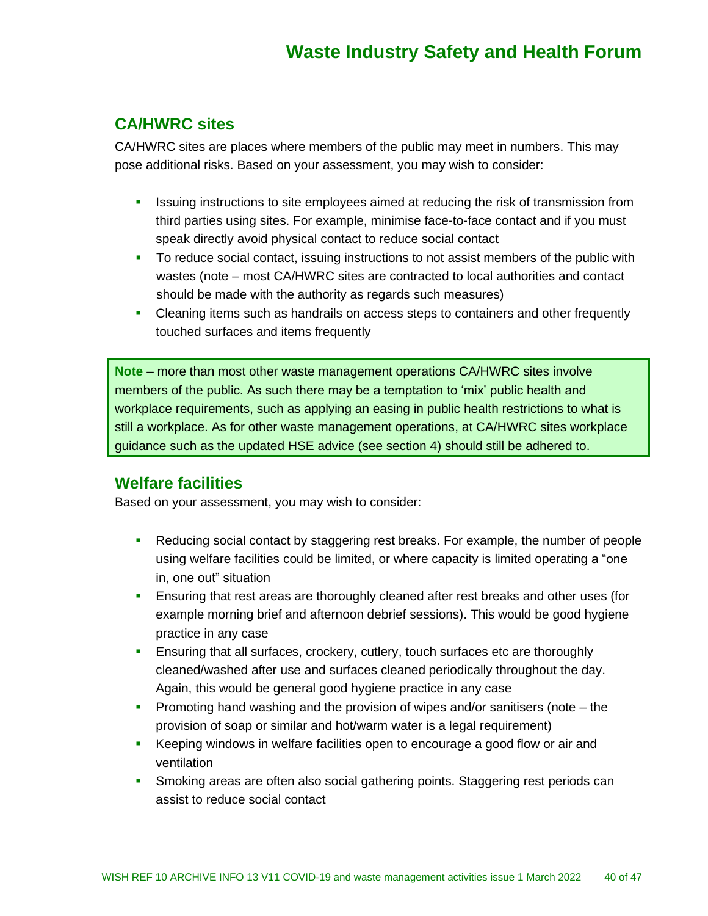## CA/HWRC sites

CA/HWRC sites are places where members of the public may meet in numbers. This may pose additional risks. Based on your assessment, you may wish to consider:

- Issuing instructions to site employees aimed at reducing the risk of transmission from third parties using sites. For example, minimise face-to-face contact and if you must speak directly avoid physical contact to reduce social contact
- To reduce social contact, issuing instructions to not assist members of the public with wastes (note – most CA/HWRC sites are contracted to local authorities and contact should be made with the authority as regards such measures)
- Cleaning items such as handrails on access steps to containers and other frequently touched surfaces and items frequently

> **Note** – more than most other waste management operations CA/HWRC sites involve members of the public. As such there may be a temptation to 'mix' public health and workplace requirements, such as applying an easing in public health restrictions to what is still a workplace. As for other waste management operations, at CA/HWRC sites workplace guidance such as the updated HSE advice (see section 4) should still be adhered to.

## Welfare facilities

Based on your assessment, you may wish to consider:

- Reducing social contact by staggering rest breaks. For example, the number of people using welfare facilities could be limited, or where capacity is limited operating a "one in, one out" situation
- Ensuring that rest areas are thoroughly cleaned after rest breaks and other uses (for example morning brief and afternoon debrief sessions). This would be good hygiene practice in any case
- Ensuring that all surfaces, crockery, cutlery, touch surfaces etc are thoroughly cleaned/washed after use and surfaces cleaned periodically throughout the day. Again, this would be general good hygiene practice in any case
- Promoting hand washing and the provision of wipes and/or sanitisers (note – the provision of soap or similar and hot/warm water is a legal requirement)
- Keeping windows in welfare facilities open to encourage a good flow or air and ventilation
- Smoking areas are often also social gathering points. Staggering rest periods can assist to reduce social contact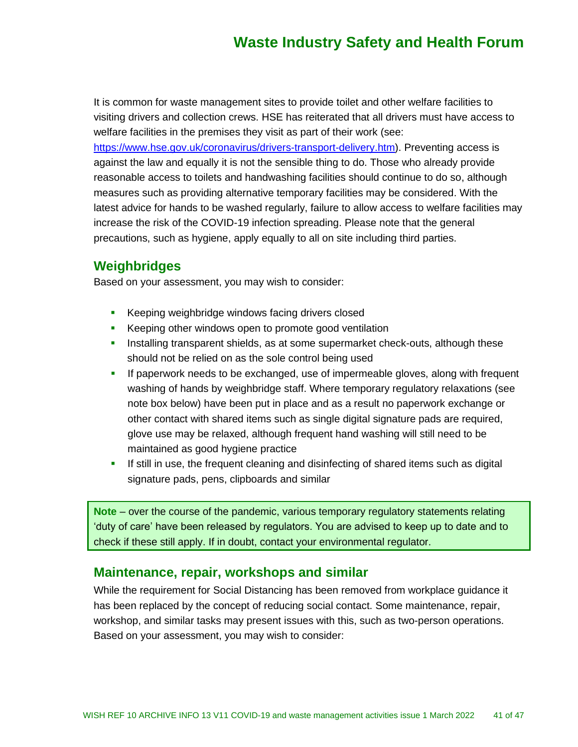It is common for waste management sites to provide toilet and other welfare facilities to visiting drivers and collection crews. HSE has reiterated that all drivers must have access to welfare facilities in the premises they visit as part of their work (see: https://www.hse.gov.uk/coronavirus/drivers-transport-delivery.htm). Preventing access is against the law and equally it is not the sensible thing to do. Those who already provide reasonable access to toilets and handwashing facilities should continue to do so, although measures such as providing alternative temporary facilities may be considered. With the latest advice for hands to be washed regularly, failure to allow access to welfare facilities may increase the risk of the COVID-19 infection spreading. Please note that the general precautions, such as hygiene, apply equally to all on site including third parties.

## Weighbridges

Based on your assessment, you may wish to consider:

- Keeping weighbridge windows facing drivers closed
- Keeping other windows open to promote good ventilation
- Installing transparent shields, as at some supermarket check-outs, although these should not be relied on as the sole control being used
- If paperwork needs to be exchanged, use of impermeable gloves, along with frequent washing of hands by weighbridge staff. Where temporary regulatory relaxations (see note box below) have been put in place and as a result no paperwork exchange or other contact with shared items such as single digital signature pads are required, glove use may be relaxed, although frequent hand washing will still need to be maintained as good hygiene practice
- If still in use, the frequent cleaning and disinfecting of shared items such as digital signature pads, pens, clipboards and similar

> **Note** – over the course of the pandemic, various temporary regulatory statements relating 'duty of care' have been released by regulators. You are advised to keep up to date and to check if these still apply. If in doubt, contact your environmental regulator.

## Maintenance, repair, workshops and similar

While the requirement for Social Distancing has been removed from workplace guidance it has been replaced by the concept of reducing social contact. Some maintenance, repair, workshop, and similar tasks may present issues with this, such as two-person operations. Based on your assessment, you may wish to consider: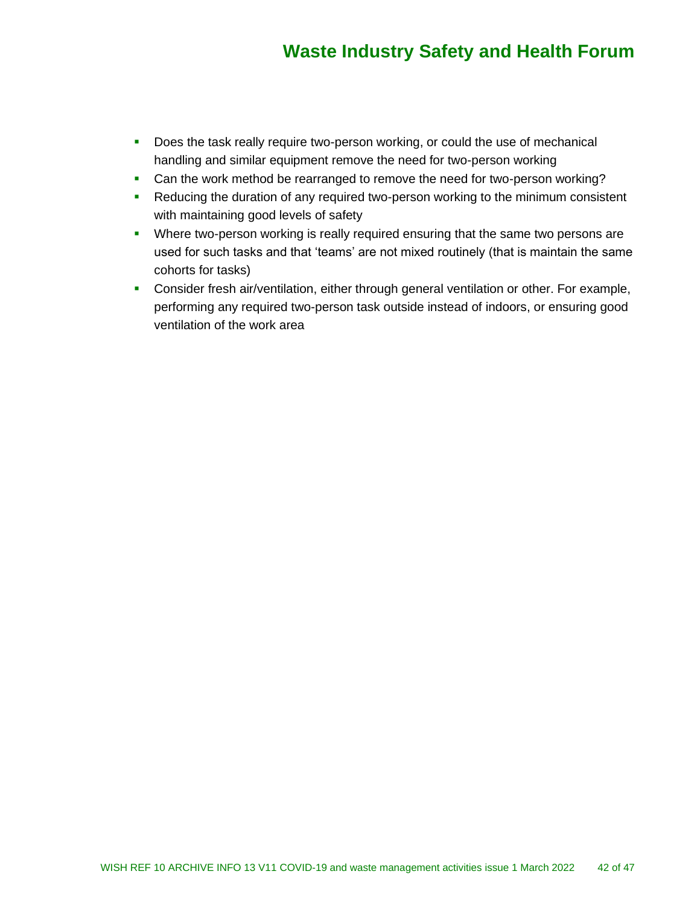- Does the task really require two-person working, or could the use of mechanical handling and similar equipment remove the need for two-person working
- Can the work method be rearranged to remove the need for two-person working?
- Reducing the duration of any required two-person working to the minimum consistent with maintaining good levels of safety
- Where two-person working is really required ensuring that the same two persons are used for such tasks and that 'teams' are not mixed routinely (that is maintain the same cohorts for tasks)
- Consider fresh air/ventilation, either through general ventilation or other. For example, performing any required two-person task outside instead of indoors, or ensuring good ventilation of the work area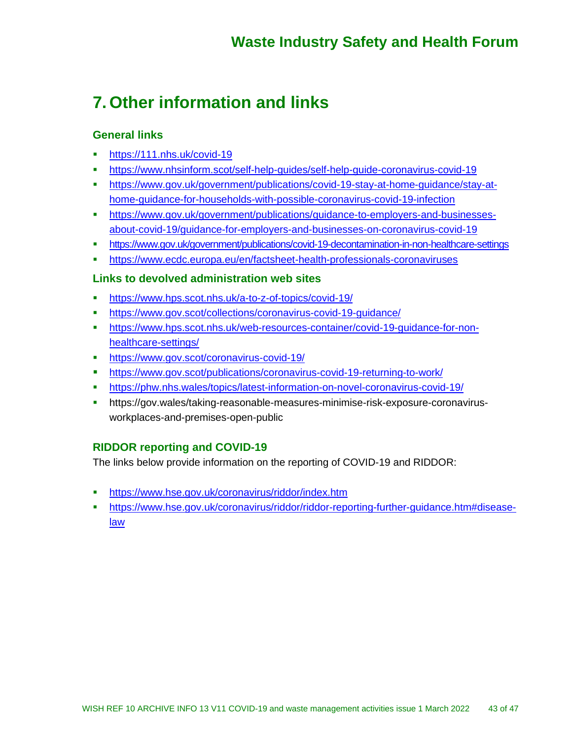# 7. Other information and links

### General links

- https://111.nhs.uk/covid-19
- https://www.nhsinform.scot/self-help-guides/self-help-guide-coronavirus-covid-19
- https://www.gov.uk/government/publications/covid-19-stay-at-home-guidance/stay-at-home-guidance-for-households-with-possible-coronavirus-covid-19-infection
- https://www.gov.uk/government/publications/guidance-to-employers-and-businesses-about-covid-19/guidance-for-employers-and-businesses-on-coronavirus-covid-19
- https://www.gov.uk/government/publications/covid-19-decontamination-in-non-healthcare-settings
- https://www.ecdc.europa.eu/en/factsheet-health-professionals-coronaviruses

### Links to devolved administration web sites

- https://www.hps.scot.nhs.uk/a-to-z-of-topics/covid-19/
- https://www.gov.scot/collections/coronavirus-covid-19-guidance/
- https://www.hps.scot.nhs.uk/web-resources-container/covid-19-guidance-for-non-healthcare-settings/
- https://www.gov.scot/coronavirus-covid-19/
- https://www.gov.scot/publications/coronavirus-covid-19-returning-to-work/
- https://phw.nhs.wales/topics/latest-information-on-novel-coronavirus-covid-19/
- https://gov.wales/taking-reasonable-measures-minimise-risk-exposure-coronavirus-workplaces-and-premises-open-public

### RIDDOR reporting and COVID-19

The links below provide information on the reporting of COVID-19 and RIDDOR:

- https://www.hse.gov.uk/coronavirus/riddor/index.htm
- https://www.hse.gov.uk/coronavirus/riddor/riddor-reporting-further-guidance.htm#disease-law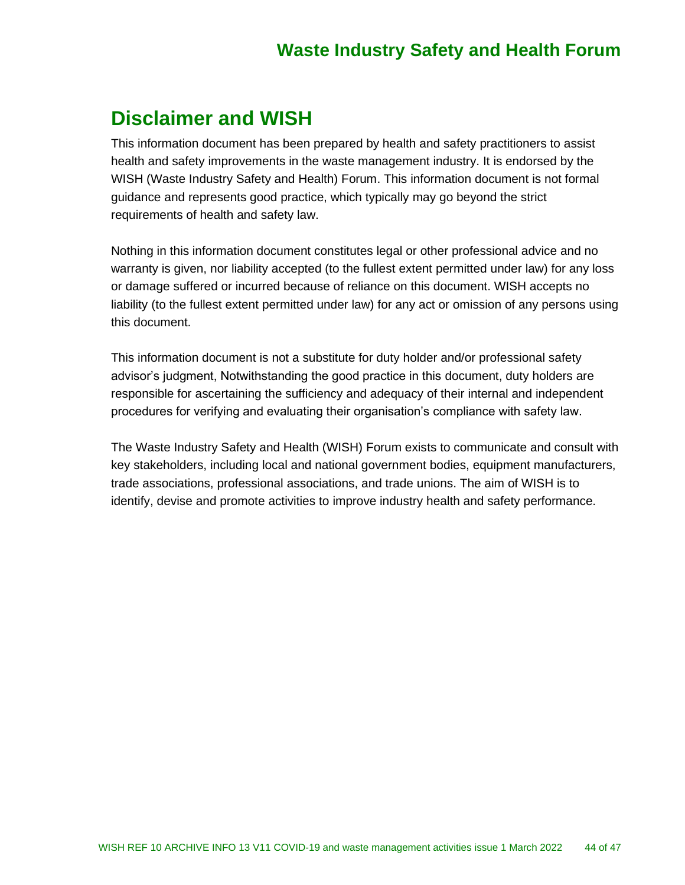## Disclaimer and WISH

This information document has been prepared by health and safety practitioners to assist health and safety improvements in the waste management industry. It is endorsed by the WISH (Waste Industry Safety and Health) Forum. This information document is not formal guidance and represents good practice, which typically may go beyond the strict requirements of health and safety law.

Nothing in this information document constitutes legal or other professional advice and no warranty is given, nor liability accepted (to the fullest extent permitted under law) for any loss or damage suffered or incurred because of reliance on this document. WISH accepts no liability (to the fullest extent permitted under law) for any act or omission of any persons using this document.

This information document is not a substitute for duty holder and/or professional safety advisor's judgment, Notwithstanding the good practice in this document, duty holders are responsible for ascertaining the sufficiency and adequacy of their internal and independent procedures for verifying and evaluating their organisation's compliance with safety law.

The Waste Industry Safety and Health (WISH) Forum exists to communicate and consult with key stakeholders, including local and national government bodies, equipment manufacturers, trade associations, professional associations, and trade unions. The aim of WISH is to identify, devise and promote activities to improve industry health and safety performance.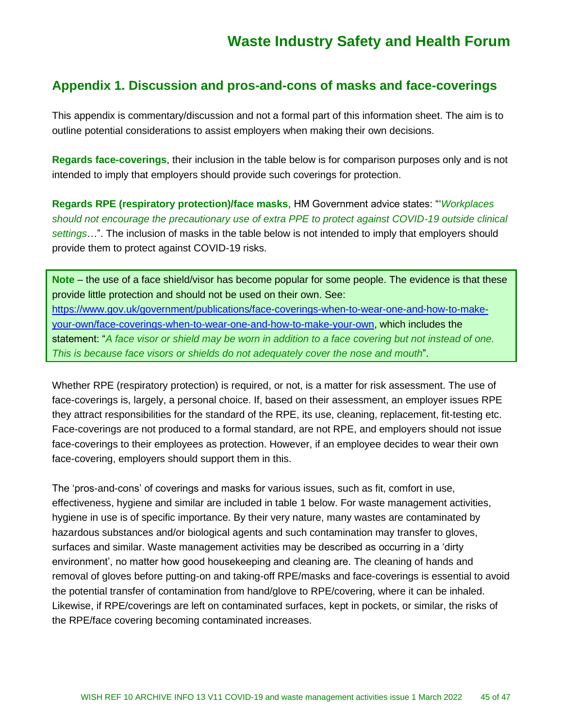## Appendix 1. Discussion and pros-and-cons of masks and face-coverings

This appendix is commentary/discussion and not a formal part of this information sheet. The aim is to outline potential considerations to assist employers when making their own decisions.

**Regards face-coverings**, their inclusion in the table below is for comparison purposes only and is not intended to imply that employers should provide such coverings for protection.

**Regards RPE (respiratory protection)/face masks**, HM Government advice states: "'*Workplaces should not encourage the precautionary use of extra PPE to protect against COVID-19 outside clinical settings*…". The inclusion of masks in the table below is not intended to imply that employers should provide them to protect against COVID-19 risks.

> **Note** – the use of a face shield/visor has become popular for some people. The evidence is that these provide little protection and should not be used on their own. See: [https://www.gov.uk/government/publications/face-coverings-when-to-wear-one-and-how-to-make-your-own/face-coverings-when-to-wear-one-and-how-to-make-your-own](https://www.gov.uk/government/publications/face-coverings-when-to-wear-one-and-how-to-make-your-own/face-coverings-when-to-wear-one-and-how-to-make-your-own), which includes the statement: "*A face visor or shield may be worn in addition to a face covering but not instead of one. This is because face visors or shields do not adequately cover the nose and mouth*".

Whether RPE (respiratory protection) is required, or not, is a matter for risk assessment. The use of face-coverings is, largely, a personal choice. If, based on their assessment, an employer issues RPE they attract responsibilities for the standard of the RPE, its use, cleaning, replacement, fit-testing etc. Face-coverings are not produced to a formal standard, are not RPE, and employers should not issue face-coverings to their employees as protection. However, if an employee decides to wear their own face-covering, employers should support them in this.

The 'pros-and-cons' of coverings and masks for various issues, such as fit, comfort in use, effectiveness, hygiene and similar are included in table 1 below. For waste management activities, hygiene in use is of specific importance. By their very nature, many wastes are contaminated by hazardous substances and/or biological agents and such contamination may transfer to gloves, surfaces and similar. Waste management activities may be described as occurring in a 'dirty environment', no matter how good housekeeping and cleaning are. The cleaning of hands and removal of gloves before putting-on and taking-off RPE/masks and face-coverings is essential to avoid the potential transfer of contamination from hand/glove to RPE/covering, where it can be inhaled. Likewise, if RPE/coverings are left on contaminated surfaces, kept in pockets, or similar, the risks of the RPE/face covering becoming contaminated increases.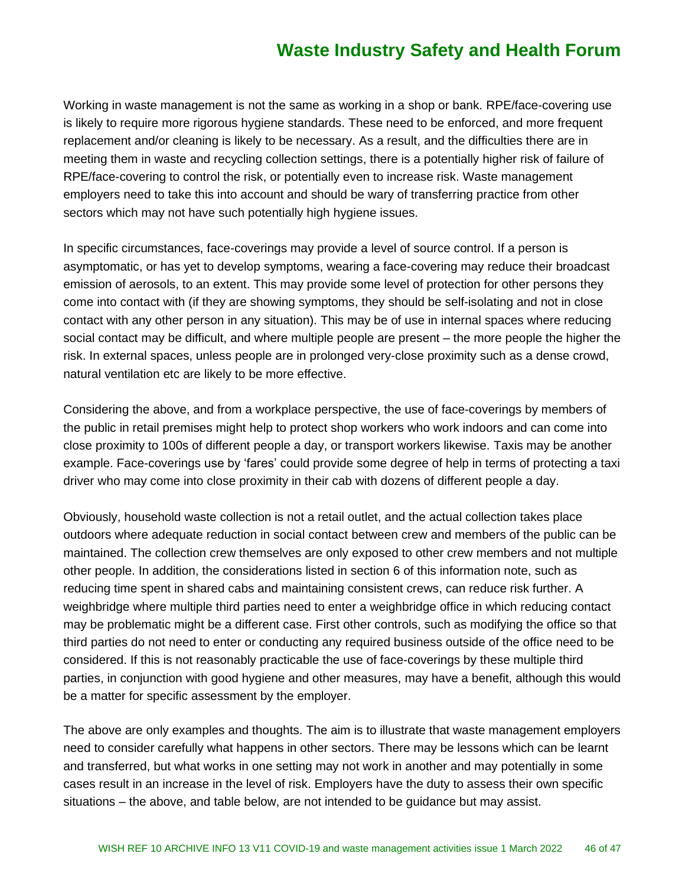Working in waste management is not the same as working in a shop or bank. RPE/face-covering use is likely to require more rigorous hygiene standards. These need to be enforced, and more frequent replacement and/or cleaning is likely to be necessary. As a result, and the difficulties there are in meeting them in waste and recycling collection settings, there is a potentially higher risk of failure of RPE/face-covering to control the risk, or potentially even to increase risk. Waste management employers need to take this into account and should be wary of transferring practice from other sectors which may not have such potentially high hygiene issues.

In specific circumstances, face-coverings may provide a level of source control. If a person is asymptomatic, or has yet to develop symptoms, wearing a face-covering may reduce their broadcast emission of aerosols, to an extent. This may provide some level of protection for other persons they come into contact with (if they are showing symptoms, they should be self-isolating and not in close contact with any other person in any situation). This may be of use in internal spaces where reducing social contact may be difficult, and where multiple people are present – the more people the higher the risk. In external spaces, unless people are in prolonged very-close proximity such as a dense crowd, natural ventilation etc are likely to be more effective.

Considering the above, and from a workplace perspective, the use of face-coverings by members of the public in retail premises might help to protect shop workers who work indoors and can come into close proximity to 100s of different people a day, or transport workers likewise. Taxis may be another example. Face-coverings use by 'fares' could provide some degree of help in terms of protecting a taxi driver who may come into close proximity in their cab with dozens of different people a day.

Obviously, household waste collection is not a retail outlet, and the actual collection takes place outdoors where adequate reduction in social contact between crew and members of the public can be maintained. The collection crew themselves are only exposed to other crew members and not multiple other people. In addition, the considerations listed in section 6 of this information note, such as reducing time spent in shared cabs and maintaining consistent crews, can reduce risk further. A weighbridge where multiple third parties need to enter a weighbridge office in which reducing contact may be problematic might be a different case. First other controls, such as modifying the office so that third parties do not need to enter or conducting any required business outside of the office need to be considered. If this is not reasonably practicable the use of face-coverings by these multiple third parties, in conjunction with good hygiene and other measures, may have a benefit, although this would be a matter for specific assessment by the employer.

The above are only examples and thoughts. The aim is to illustrate that waste management employers need to consider carefully what happens in other sectors. There may be lessons which can be learnt and transferred, but what works in one setting may not work in another and may potentially in some cases result in an increase in the level of risk. Employers have the duty to assess their own specific situations – the above, and table below, are not intended to be guidance but may assist.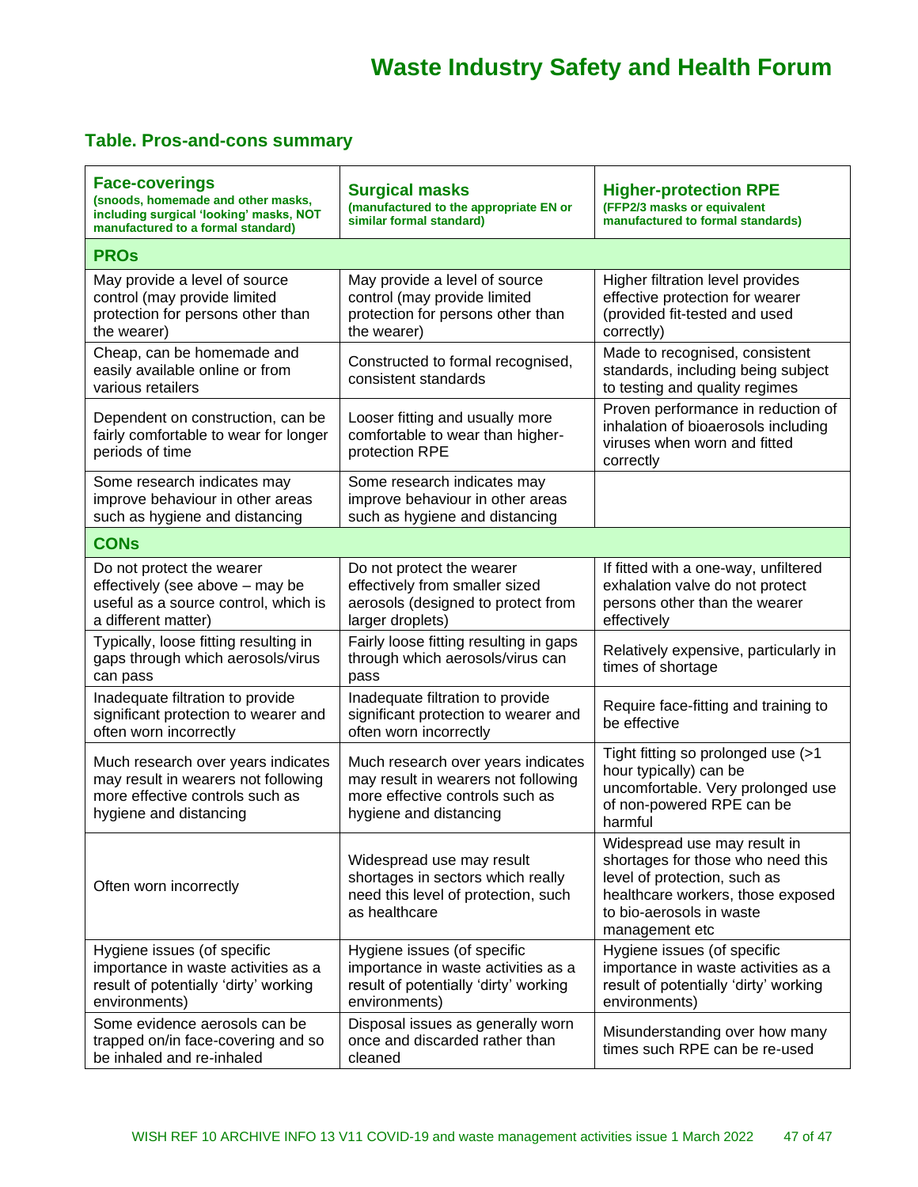### Table. Pros-and-cons summary

| **Face-coverings** (snoods, homemade and other masks, including surgical 'looking' masks, NOT manufactured to a formal standard) | **Surgical masks** (manufactured to the appropriate EN or similar formal standard) | **Higher-protection RPE** (FFP2/3 masks or equivalent manufactured to formal standards) |
|---|---|---|
| **PROs** | | |
| May provide a level of source control (may provide limited protection for persons other than the wearer) | May provide a level of source control (may provide limited protection for persons other than the wearer) | Higher filtration level provides effective protection for wearer (provided fit-tested and used correctly) |
| Cheap, can be homemade and easily available online or from various retailers | Constructed to formal recognised, consistent standards | Made to recognised, consistent standards, including being subject to testing and quality regimes |
| Dependent on construction, can be fairly comfortable to wear for longer periods of time | Looser fitting and usually more comfortable to wear than higher-protection RPE | Proven performance in reduction of inhalation of bioaerosols including viruses when worn and fitted correctly |
| Some research indicates may improve behaviour in other areas such as hygiene and distancing | Some research indicates may improve behaviour in other areas such as hygiene and distancing | |
| **CONs** | | |
| Do not protect the wearer effectively (see above – may be useful as a source control, which is a different matter) | Do not protect the wearer effectively from smaller sized aerosols (designed to protect from larger droplets) | If fitted with a one-way, unfiltered exhalation valve do not protect persons other than the wearer effectively |
| Typically, loose fitting resulting in gaps through which aerosols/virus can pass | Fairly loose fitting resulting in gaps through which aerosols/virus can pass | Relatively expensive, particularly in times of shortage |
| Inadequate filtration to provide significant protection to wearer and often worn incorrectly | Inadequate filtration to provide significant protection to wearer and often worn incorrectly | Require face-fitting and training to be effective |
| Much research over years indicates may result in wearers not following more effective controls such as hygiene and distancing | Much research over years indicates may result in wearers not following more effective controls such as hygiene and distancing | Tight fitting so prolonged use (>1 hour typically) can be uncomfortable. Very prolonged use of non-powered RPE can be harmful |
| Often worn incorrectly | Widespread use may result shortages in sectors which really need this level of protection, such as healthcare | Widespread use may result in shortages for those who need this level of protection, such as healthcare workers, those exposed to bio-aerosols in waste management etc |
| Hygiene issues (of specific importance in waste activities as a result of potentially 'dirty' working environments) | Hygiene issues (of specific importance in waste activities as a result of potentially 'dirty' working environments) | Hygiene issues (of specific importance in waste activities as a result of potentially 'dirty' working environments) |
| Some evidence aerosols can be trapped on/in face-covering and so be inhaled and re-inhaled | Disposal issues as generally worn once and discarded rather than cleaned | Misunderstanding over how many times such RPE can be re-used |